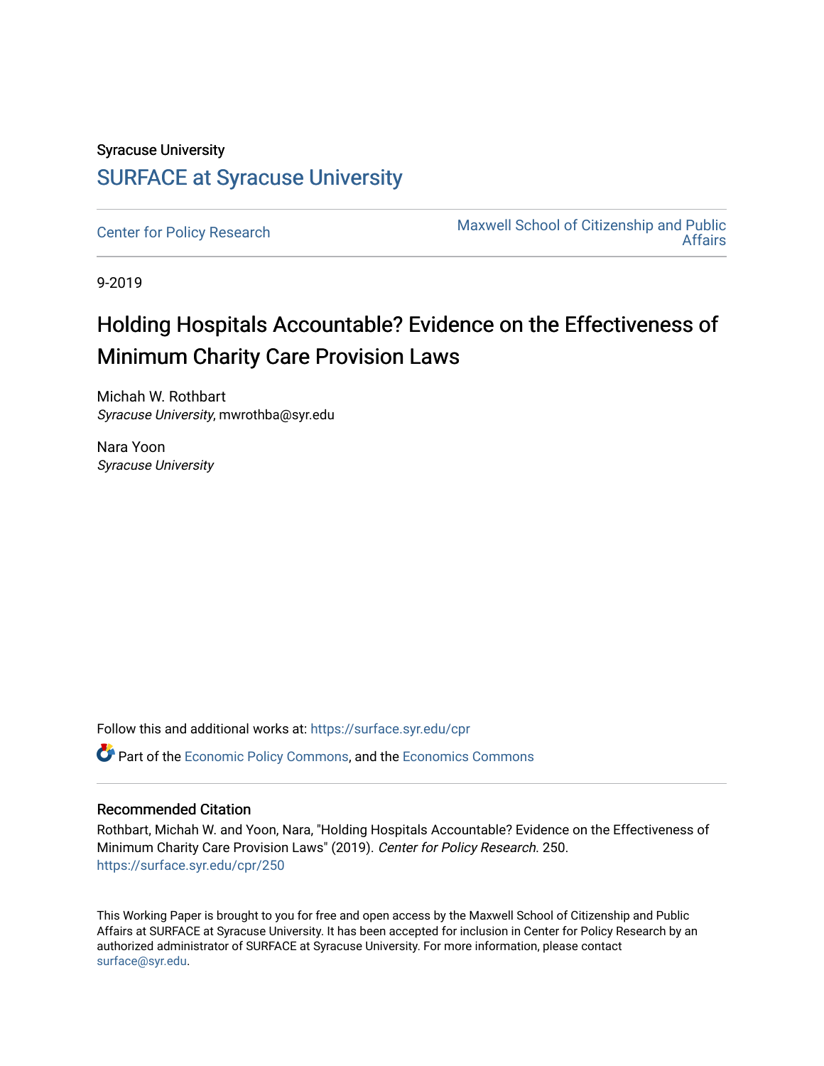Syracuse University

## SURFACE at Syracuse University

Center for Policy Research

Maxwell School of Citizenship and Public Affairs

9-2019

# Holding Hospitals Accountable? Evidence on the Effectiveness of Minimum Charity Care Provision Laws

Michah W. Rothbart
*Syracuse University*, mwrothba@syr.edu

Nara Yoon
*Syracuse University*

Follow this and additional works at: https://surface.syr.edu/cpr

Part of the Economic Policy Commons, and the Economics Commons

### Recommended Citation

Rothbart, Michah W. and Yoon, Nara, "Holding Hospitals Accountable? Evidence on the Effectiveness of Minimum Charity Care Provision Laws" (2019). *Center for Policy Research*. 250.
https://surface.syr.edu/cpr/250

This Working Paper is brought to you for free and open access by the Maxwell School of Citizenship and Public Affairs at SURFACE at Syracuse University. It has been accepted for inclusion in Center for Policy Research by an authorized administrator of SURFACE at Syracuse University. For more information, please contact surface@syr.edu.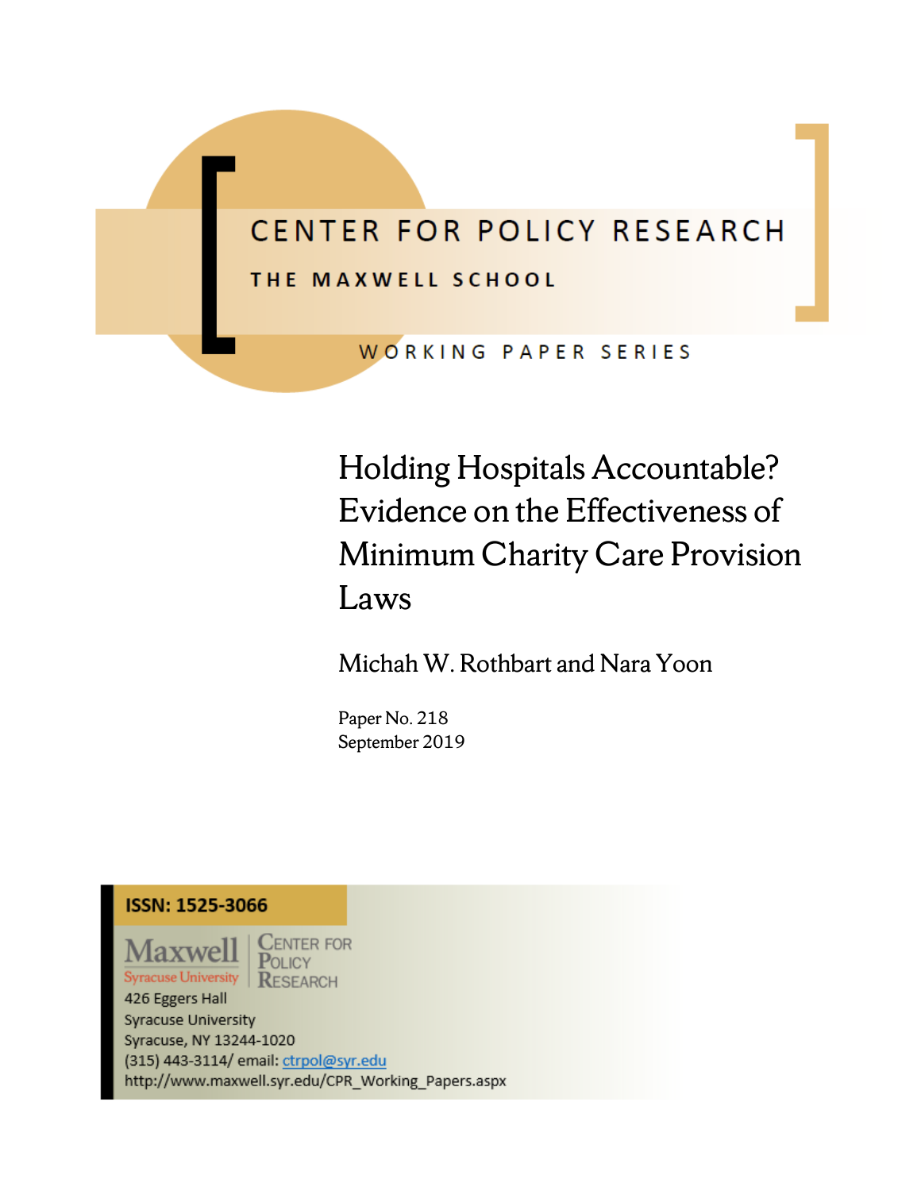# CENTER FOR POLICY RESEARCH

## THE MAXWELL SCHOOL

WORKING PAPER SERIES

# Holding Hospitals Accountable? Evidence on the Effectiveness of Minimum Charity Care Provision Laws

Michah W. Rothbart and Nara Yoon

Paper No. 218
September 2019

**ISSN: 1525-3066**

Maxwell
Syracuse University

Center for Policy Research

426 Eggers Hall
Syracuse University
Syracuse, NY 13244-1020
(315) 443-3114/ email: ctrpol@syr.edu
http://www.maxwell.syr.edu/CPR_Working_Papers.aspx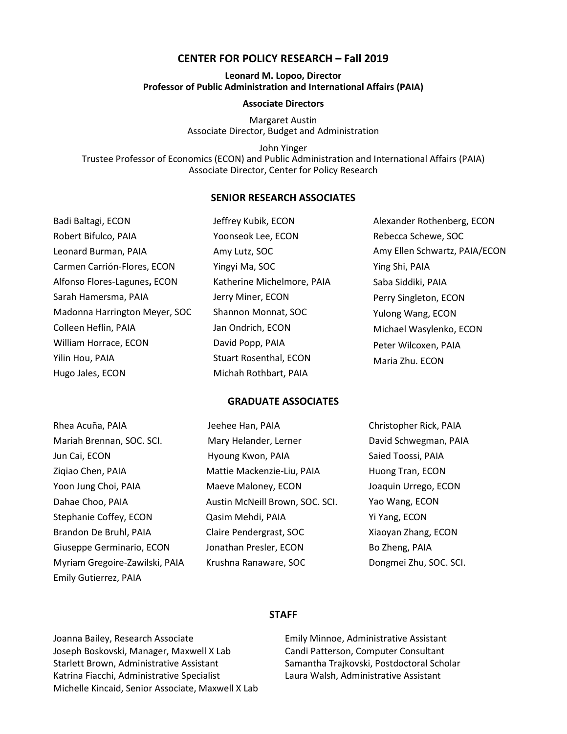# CENTER FOR POLICY RESEARCH – Fall 2019

**Leonard M. Lopoo, Director**
**Professor of Public Administration and International Affairs (PAIA)**

**Associate Directors**

Margaret Austin
Associate Director, Budget and Administration

John Yinger
Trustee Professor of Economics (ECON) and Public Administration and International Affairs (PAIA)
Associate Director, Center for Policy Research

## SENIOR RESEARCH ASSOCIATES

Badi Baltagi, ECON
Robert Bifulco, PAIA
Leonard Burman, PAIA
Carmen Carrión-Flores, ECON
Alfonso Flores-Lagunes, ECON
Sarah Hamersma, PAIA
Madonna Harrington Meyer, SOC
Colleen Heflin, PAIA
William Horrace, ECON
Yilin Hou, PAIA
Hugo Jales, ECON
Jeffrey Kubik, ECON
Yoonseok Lee, ECON
Amy Lutz, SOC
Yingyi Ma, SOC
Katherine Michelmore, PAIA
Jerry Miner, ECON
Shannon Monnat, SOC
Jan Ondrich, ECON
David Popp, PAIA
Stuart Rosenthal, ECON
Michah Rothbart, PAIA
Alexander Rothenberg, ECON
Rebecca Schewe, SOC
Amy Ellen Schwartz, PAIA/ECON
Ying Shi, PAIA
Saba Siddiki, PAIA
Perry Singleton, ECON
Yulong Wang, ECON
Michael Wasylenko, ECON
Peter Wilcoxen, PAIA
Maria Zhu. ECON

## GRADUATE ASSOCIATES

Rhea Acuña, PAIA
Mariah Brennan, SOC. SCI.
Jun Cai, ECON
Ziqiao Chen, PAIA
Yoon Jung Choi, PAIA
Dahae Choo, PAIA
Stephanie Coffey, ECON
Brandon De Bruhl, PAIA
Giuseppe Germinario, ECON
Myriam Gregoire-Zawilski, PAIA
Emily Gutierrez, PAIA
Jeehee Han, PAIA
Mary Helander, Lerner
Hyoung Kwon, PAIA
Mattie Mackenzie-Liu, PAIA
Maeve Maloney, ECON
Austin McNeill Brown, SOC. SCI.
Qasim Mehdi, PAIA
Claire Pendergrast, SOC
Jonathan Presler, ECON
Krushna Ranaware, SOC
Christopher Rick, PAIA
David Schwegman, PAIA
Saied Toossi, PAIA
Huong Tran, ECON
Joaquin Urrego, ECON
Yao Wang, ECON
Yi Yang, ECON
Xiaoyan Zhang, ECON
Bo Zheng, PAIA
Dongmei Zhu, SOC. SCI.

## STAFF

Joanna Bailey, Research Associate
Joseph Boskovski, Manager, Maxwell X Lab
Starlett Brown, Administrative Assistant
Katrina Fiacchi, Administrative Specialist
Michelle Kincaid, Senior Associate, Maxwell X Lab
Emily Minnoe, Administrative Assistant
Candi Patterson, Computer Consultant
Samantha Trajkovski, Postdoctoral Scholar
Laura Walsh, Administrative Assistant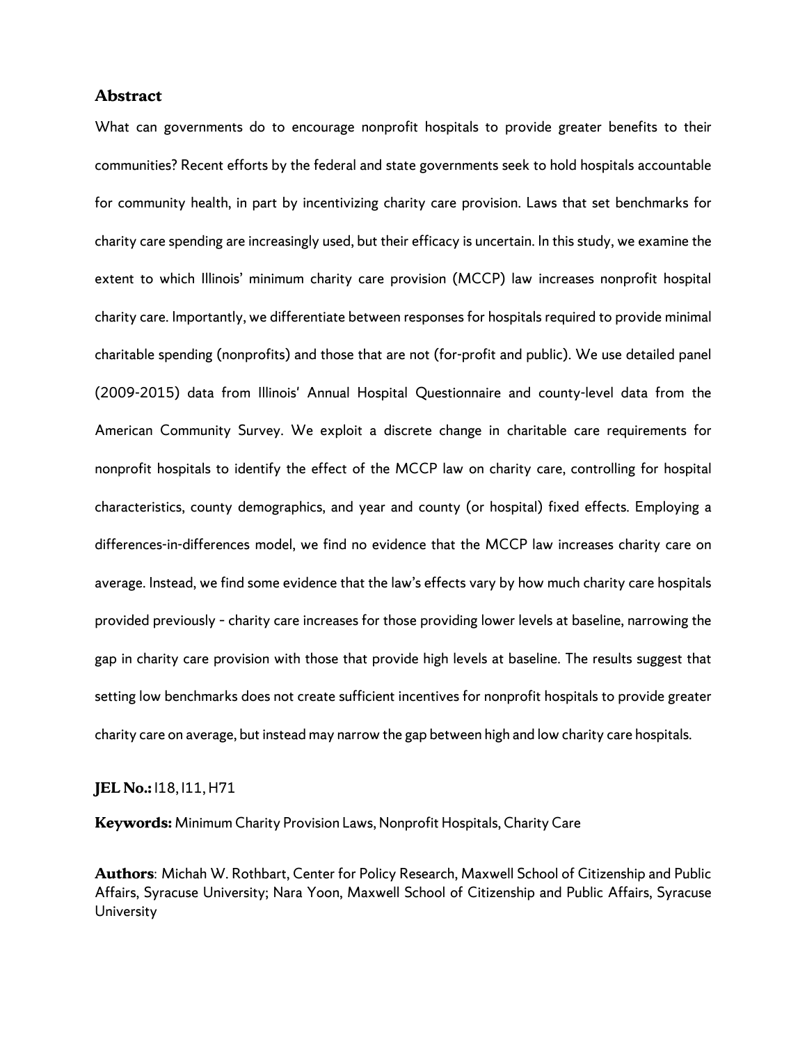## Abstract

What can governments do to encourage nonprofit hospitals to provide greater benefits to their communities? Recent efforts by the federal and state governments seek to hold hospitals accountable for community health, in part by incentivizing charity care provision. Laws that set benchmarks for charity care spending are increasingly used, but their efficacy is uncertain. In this study, we examine the extent to which Illinois' minimum charity care provision (MCCP) law increases nonprofit hospital charity care. Importantly, we differentiate between responses for hospitals required to provide minimal charitable spending (nonprofits) and those that are not (for-profit and public). We use detailed panel (2009-2015) data from Illinois' Annual Hospital Questionnaire and county-level data from the American Community Survey. We exploit a discrete change in charitable care requirements for nonprofit hospitals to identify the effect of the MCCP law on charity care, controlling for hospital characteristics, county demographics, and year and county (or hospital) fixed effects. Employing a differences-in-differences model, we find no evidence that the MCCP law increases charity care on average. Instead, we find some evidence that the law's effects vary by how much charity care hospitals provided previously - charity care increases for those providing lower levels at baseline, narrowing the gap in charity care provision with those that provide high levels at baseline. The results suggest that setting low benchmarks does not create sufficient incentives for nonprofit hospitals to provide greater charity care on average, but instead may narrow the gap between high and low charity care hospitals.

**JEL No.:** I18, I11, H71

**Keywords:** Minimum Charity Provision Laws, Nonprofit Hospitals, Charity Care

**Authors**: Michah W. Rothbart, Center for Policy Research, Maxwell School of Citizenship and Public Affairs, Syracuse University; Nara Yoon, Maxwell School of Citizenship and Public Affairs, Syracuse University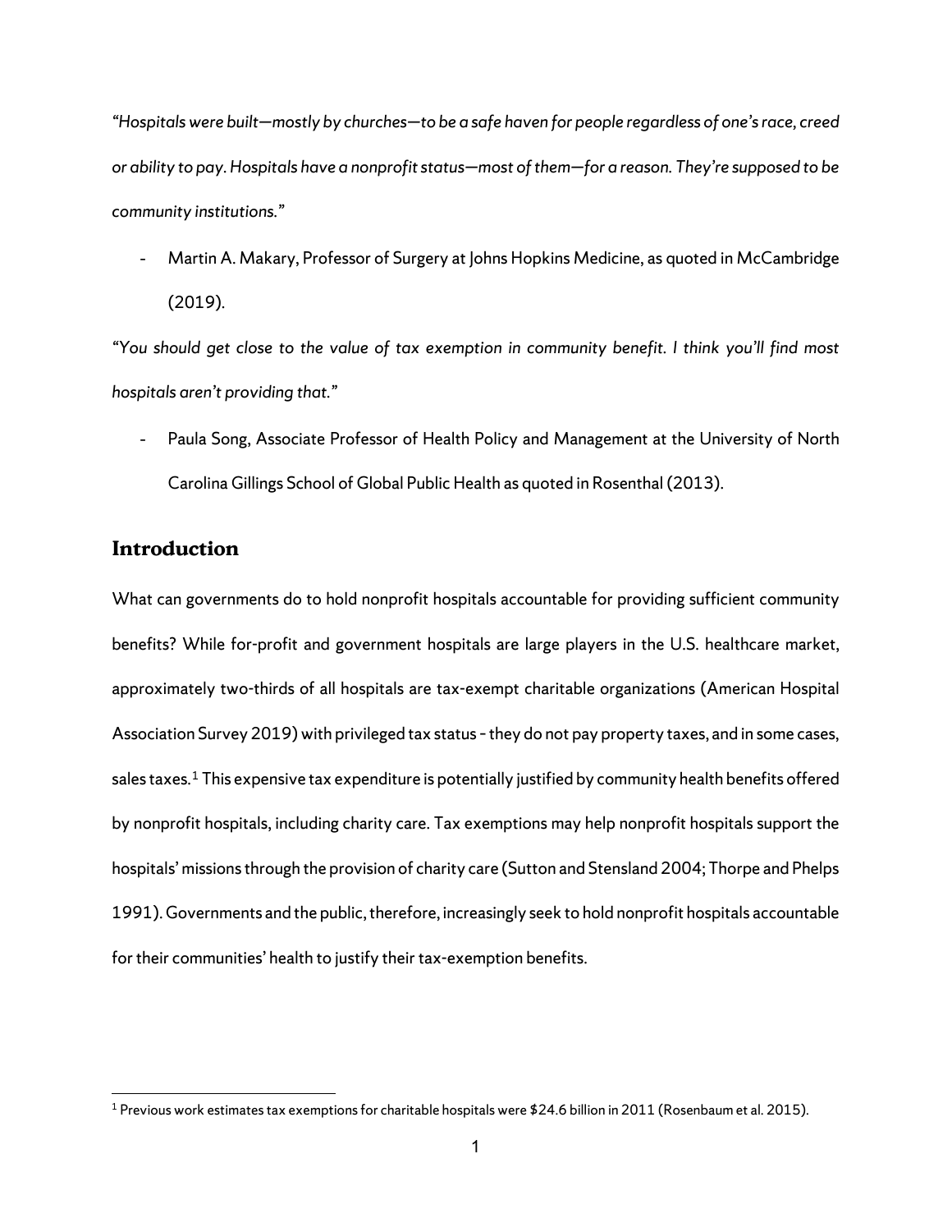*"Hospitals were built—mostly by churches—to be a safe haven for people regardless of one's race, creed or ability to pay. Hospitals have a nonprofit status—most of them—for a reason. They're supposed to be community institutions."*

- Martin A. Makary, Professor of Surgery at Johns Hopkins Medicine, as quoted in McCambridge (2019).

*"You should get close to the value of tax exemption in community benefit. I think you'll find most hospitals aren't providing that."*

- Paula Song, Associate Professor of Health Policy and Management at the University of North Carolina Gillings School of Global Public Health as quoted in Rosenthal (2013).

## Introduction

What can governments do to hold nonprofit hospitals accountable for providing sufficient community benefits? While for-profit and government hospitals are large players in the U.S. healthcare market, approximately two-thirds of all hospitals are tax-exempt charitable organizations (American Hospital Association Survey 2019) with privileged tax status – they do not pay property taxes, and in some cases, sales taxes.[1] This expensive tax expenditure is potentially justified by community health benefits offered by nonprofit hospitals, including charity care. Tax exemptions may help nonprofit hospitals support the hospitals' missions through the provision of charity care (Sutton and Stensland 2004; Thorpe and Phelps 1991). Governments and the public, therefore, increasingly seek to hold nonprofit hospitals accountable for their communities' health to justify their tax-exemption benefits.

[1] Previous work estimates tax exemptions for charitable hospitals were $24.6 billion in 2011 (Rosenbaum et al. 2015).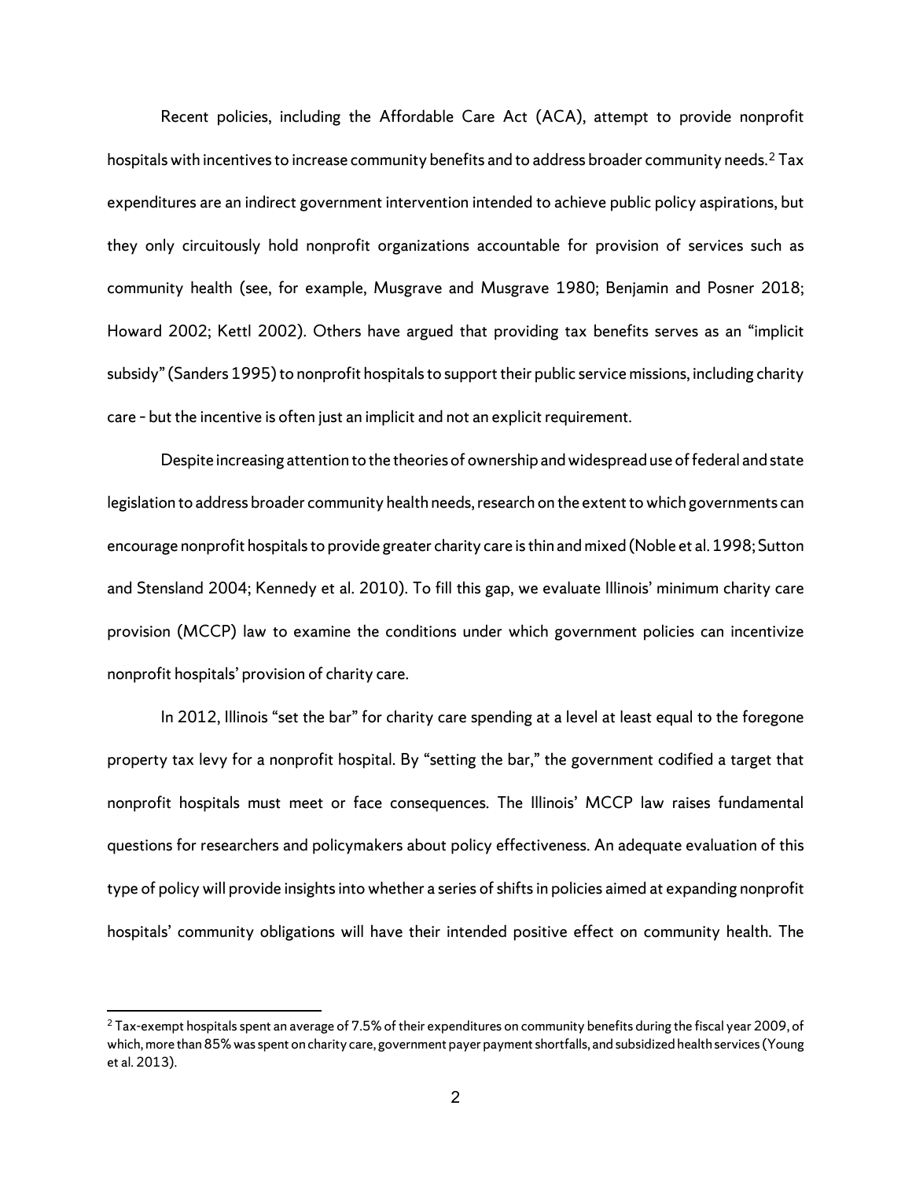Recent policies, including the Affordable Care Act (ACA), attempt to provide nonprofit hospitals with incentives to increase community benefits and to address broader community needs.[2] Tax expenditures are an indirect government intervention intended to achieve public policy aspirations, but they only circuitously hold nonprofit organizations accountable for provision of services such as community health (see, for example, Musgrave and Musgrave 1980; Benjamin and Posner 2018; Howard 2002; Kettl 2002). Others have argued that providing tax benefits serves as an "implicit subsidy" (Sanders 1995) to nonprofit hospitals to support their public service missions, including charity care - but the incentive is often just an implicit and not an explicit requirement.

Despite increasing attention to the theories of ownership and widespread use of federal and state legislation to address broader community health needs, research on the extent to which governments can encourage nonprofit hospitals to provide greater charity care is thin and mixed (Noble et al. 1998; Sutton and Stensland 2004; Kennedy et al. 2010). To fill this gap, we evaluate Illinois' minimum charity care provision (MCCP) law to examine the conditions under which government policies can incentivize nonprofit hospitals' provision of charity care.

In 2012, Illinois "set the bar" for charity care spending at a level at least equal to the foregone property tax levy for a nonprofit hospital. By "setting the bar," the government codified a target that nonprofit hospitals must meet or face consequences. The Illinois' MCCP law raises fundamental questions for researchers and policymakers about policy effectiveness. An adequate evaluation of this type of policy will provide insights into whether a series of shifts in policies aimed at expanding nonprofit hospitals' community obligations will have their intended positive effect on community health. The

[2] Tax-exempt hospitals spent an average of 7.5% of their expenditures on community benefits during the fiscal year 2009, of which, more than 85% was spent on charity care, government payer payment shortfalls, and subsidized health services (Young et al. 2013).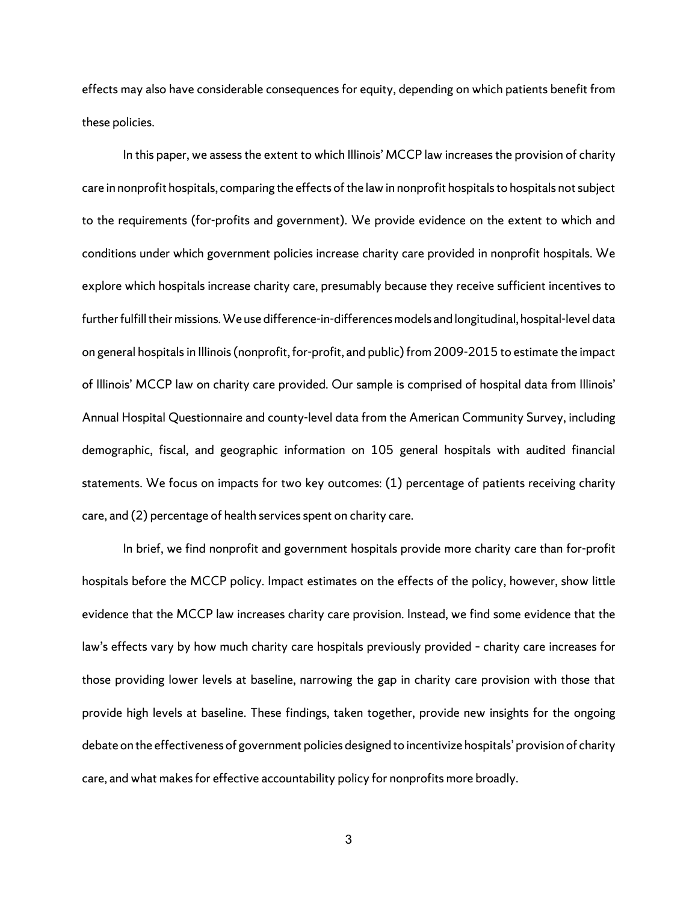effects may also have considerable consequences for equity, depending on which patients benefit from these policies.

In this paper, we assess the extent to which Illinois' MCCP law increases the provision of charity care in nonprofit hospitals, comparing the effects of the law in nonprofit hospitals to hospitals not subject to the requirements (for-profits and government). We provide evidence on the extent to which and conditions under which government policies increase charity care provided in nonprofit hospitals. We explore which hospitals increase charity care, presumably because they receive sufficient incentives to further fulfill their missions. We use difference-in-differences models and longitudinal, hospital-level data on general hospitals in Illinois (nonprofit, for-profit, and public) from 2009-2015 to estimate the impact of Illinois' MCCP law on charity care provided. Our sample is comprised of hospital data from Illinois' Annual Hospital Questionnaire and county-level data from the American Community Survey, including demographic, fiscal, and geographic information on 105 general hospitals with audited financial statements. We focus on impacts for two key outcomes: (1) percentage of patients receiving charity care, and (2) percentage of health services spent on charity care.

In brief, we find nonprofit and government hospitals provide more charity care than for-profit hospitals before the MCCP policy. Impact estimates on the effects of the policy, however, show little evidence that the MCCP law increases charity care provision. Instead, we find some evidence that the law's effects vary by how much charity care hospitals previously provided – charity care increases for those providing lower levels at baseline, narrowing the gap in charity care provision with those that provide high levels at baseline. These findings, taken together, provide new insights for the ongoing debate on the effectiveness of government policies designed to incentivize hospitals' provision of charity care, and what makes for effective accountability policy for nonprofits more broadly.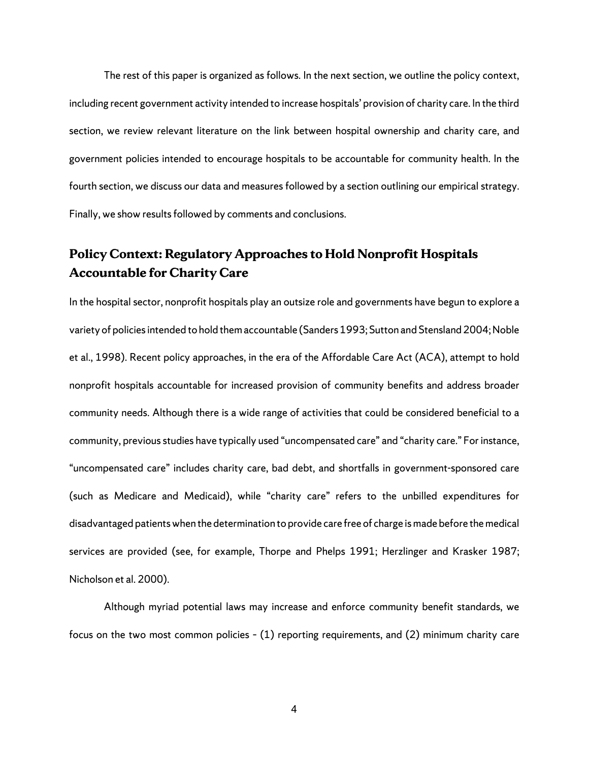The rest of this paper is organized as follows. In the next section, we outline the policy context, including recent government activity intended to increase hospitals' provision of charity care. In the third section, we review relevant literature on the link between hospital ownership and charity care, and government policies intended to encourage hospitals to be accountable for community health. In the fourth section, we discuss our data and measures followed by a section outlining our empirical strategy. Finally, we show results followed by comments and conclusions.

## Policy Context: Regulatory Approaches to Hold Nonprofit Hospitals Accountable for Charity Care

In the hospital sector, nonprofit hospitals play an outsize role and governments have begun to explore a variety of policies intended to hold them accountable (Sanders 1993; Sutton and Stensland 2004; Noble et al., 1998). Recent policy approaches, in the era of the Affordable Care Act (ACA), attempt to hold nonprofit hospitals accountable for increased provision of community benefits and address broader community needs. Although there is a wide range of activities that could be considered beneficial to a community, previous studies have typically used "uncompensated care" and "charity care." For instance, "uncompensated care" includes charity care, bad debt, and shortfalls in government-sponsored care (such as Medicare and Medicaid), while "charity care" refers to the unbilled expenditures for disadvantaged patients when the determination to provide care free of charge is made before the medical services are provided (see, for example, Thorpe and Phelps 1991; Herzlinger and Krasker 1987; Nicholson et al. 2000).

Although myriad potential laws may increase and enforce community benefit standards, we focus on the two most common policies - (1) reporting requirements, and (2) minimum charity care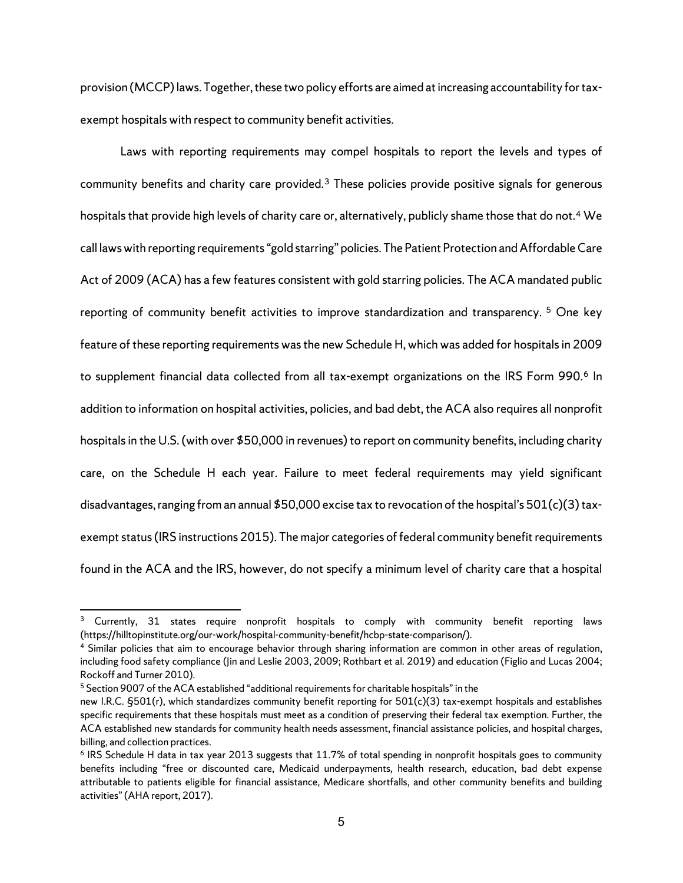provision (MCCP) laws. Together, these two policy efforts are aimed at increasing accountability for tax-exempt hospitals with respect to community benefit activities.

Laws with reporting requirements may compel hospitals to report the levels and types of community benefits and charity care provided.[3] These policies provide positive signals for generous hospitals that provide high levels of charity care or, alternatively, publicly shame those that do not.[4] We call laws with reporting requirements "gold starring" policies. The Patient Protection and Affordable Care Act of 2009 (ACA) has a few features consistent with gold starring policies. The ACA mandated public reporting of community benefit activities to improve standardization and transparency.[5] One key feature of these reporting requirements was the new Schedule H, which was added for hospitals in 2009 to supplement financial data collected from all tax-exempt organizations on the IRS Form 990.[6] In addition to information on hospital activities, policies, and bad debt, the ACA also requires all nonprofit hospitals in the U.S. (with over $50,000 in revenues) to report on community benefits, including charity care, on the Schedule H each year. Failure to meet federal requirements may yield significant disadvantages, ranging from an annual $50,000 excise tax to revocation of the hospital's 501(c)(3) tax-exempt status (IRS instructions 2015). The major categories of federal community benefit requirements found in the ACA and the IRS, however, do not specify a minimum level of charity care that a hospital

---

[3] Currently, 31 states require nonprofit hospitals to comply with community benefit reporting laws (https://hilltopinstitute.org/our-work/hospital-community-benefit/hcbp-state-comparison/).

[4] Similar policies that aim to encourage behavior through sharing information are common in other areas of regulation, including food safety compliance (Jin and Leslie 2003, 2009; Rothbart et al. 2019) and education (Figlio and Lucas 2004; Rockoff and Turner 2010).

[5] Section 9007 of the ACA established "additional requirements for charitable hospitals" in the new I.R.C. §501(r), which standardizes community benefit reporting for 501(c)(3) tax-exempt hospitals and establishes specific requirements that these hospitals must meet as a condition of preserving their federal tax exemption. Further, the ACA established new standards for community health needs assessment, financial assistance policies, and hospital charges, billing, and collection practices.

[6] IRS Schedule H data in tax year 2013 suggests that 11.7% of total spending in nonprofit hospitals goes to community benefits including "free or discounted care, Medicaid underpayments, health research, education, bad debt expense attributable to patients eligible for financial assistance, Medicare shortfalls, and other community benefits and building activities" (AHA report, 2017).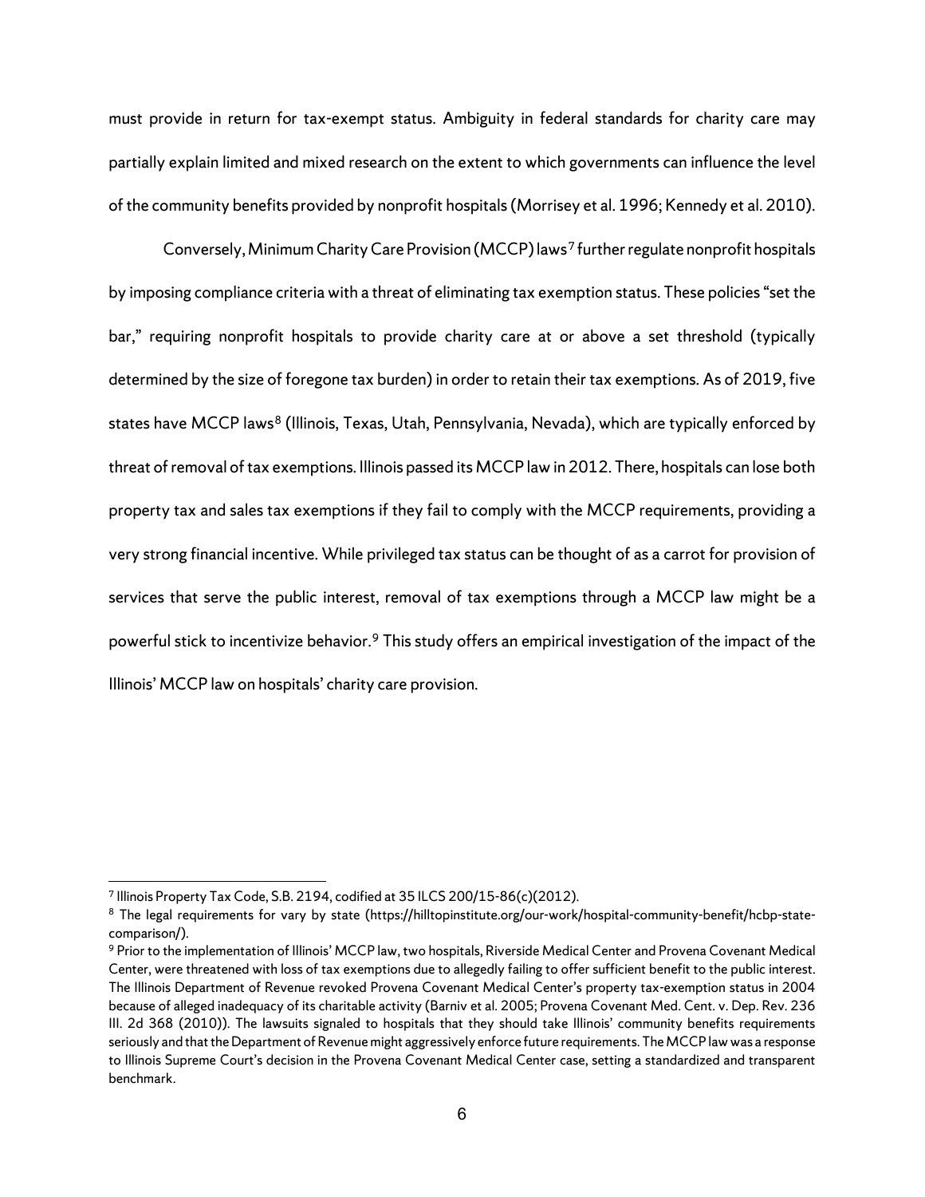must provide in return for tax-exempt status. Ambiguity in federal standards for charity care may partially explain limited and mixed research on the extent to which governments can influence the level of the community benefits provided by nonprofit hospitals (Morrisey et al. 1996; Kennedy et al. 2010).

Conversely, Minimum Charity Care Provision (MCCP) laws[7] further regulate nonprofit hospitals by imposing compliance criteria with a threat of eliminating tax exemption status. These policies "set the bar," requiring nonprofit hospitals to provide charity care at or above a set threshold (typically determined by the size of foregone tax burden) in order to retain their tax exemptions. As of 2019, five states have MCCP laws[8] (Illinois, Texas, Utah, Pennsylvania, Nevada), which are typically enforced by threat of removal of tax exemptions. Illinois passed its MCCP law in 2012. There, hospitals can lose both property tax and sales tax exemptions if they fail to comply with the MCCP requirements, providing a very strong financial incentive. While privileged tax status can be thought of as a carrot for provision of services that serve the public interest, removal of tax exemptions through a MCCP law might be a powerful stick to incentivize behavior.[9] This study offers an empirical investigation of the impact of the Illinois' MCCP law on hospitals' charity care provision.

---

[7] Illinois Property Tax Code, S.B. 2194, codified at 35 ILCS 200/15-86(c)(2012).

[8] The legal requirements for vary by state (https://hilltopinstitute.org/our-work/hospital-community-benefit/hcbp-state-comparison/).

[9] Prior to the implementation of Illinois' MCCP law, two hospitals, Riverside Medical Center and Provena Covenant Medical Center, were threatened with loss of tax exemptions due to allegedly failing to offer sufficient benefit to the public interest. The Illinois Department of Revenue revoked Provena Covenant Medical Center's property tax-exemption status in 2004 because of alleged inadequacy of its charitable activity (Barniv et al. 2005; Provena Covenant Med. Cent. v. Dep. Rev. 236 Ill. 2d 368 (2010)). The lawsuits signaled to hospitals that they should take Illinois' community benefits requirements seriously and that the Department of Revenue might aggressively enforce future requirements. The MCCP law was a response to Illinois Supreme Court's decision in the Provena Covenant Medical Center case, setting a standardized and transparent benchmark.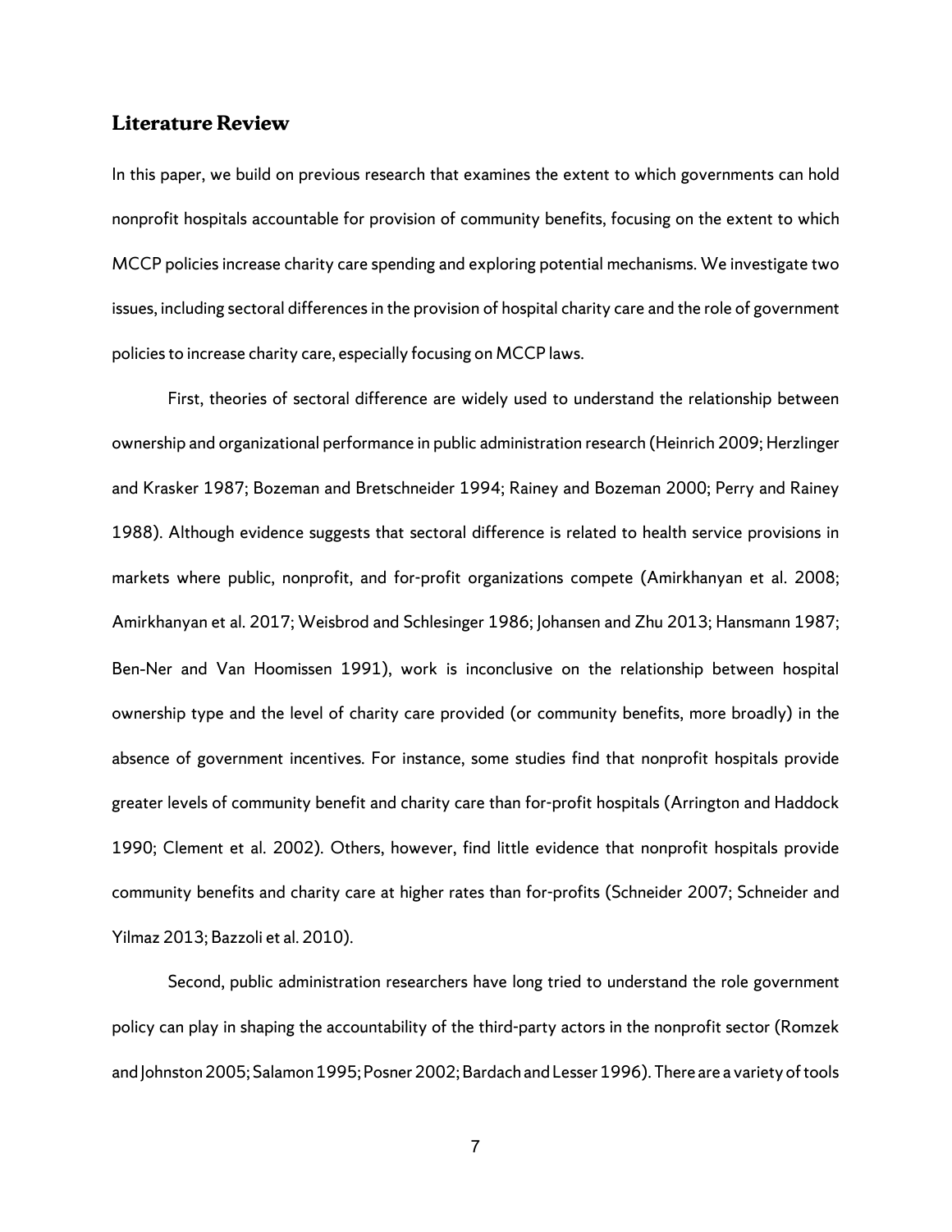## Literature Review

In this paper, we build on previous research that examines the extent to which governments can hold nonprofit hospitals accountable for provision of community benefits, focusing on the extent to which MCCP policies increase charity care spending and exploring potential mechanisms. We investigate two issues, including sectoral differences in the provision of hospital charity care and the role of government policies to increase charity care, especially focusing on MCCP laws.

First, theories of sectoral difference are widely used to understand the relationship between ownership and organizational performance in public administration research (Heinrich 2009; Herzlinger and Krasker 1987; Bozeman and Bretschneider 1994; Rainey and Bozeman 2000; Perry and Rainey 1988). Although evidence suggests that sectoral difference is related to health service provisions in markets where public, nonprofit, and for-profit organizations compete (Amirkhanyan et al. 2008; Amirkhanyan et al. 2017; Weisbrod and Schlesinger 1986; Johansen and Zhu 2013; Hansmann 1987; Ben-Ner and Van Hoomissen 1991), work is inconclusive on the relationship between hospital ownership type and the level of charity care provided (or community benefits, more broadly) in the absence of government incentives. For instance, some studies find that nonprofit hospitals provide greater levels of community benefit and charity care than for-profit hospitals (Arrington and Haddock 1990; Clement et al. 2002). Others, however, find little evidence that nonprofit hospitals provide community benefits and charity care at higher rates than for-profits (Schneider 2007; Schneider and Yilmaz 2013; Bazzoli et al. 2010).

Second, public administration researchers have long tried to understand the role government policy can play in shaping the accountability of the third-party actors in the nonprofit sector (Romzek and Johnston 2005; Salamon 1995; Posner 2002; Bardach and Lesser 1996). There are a variety of tools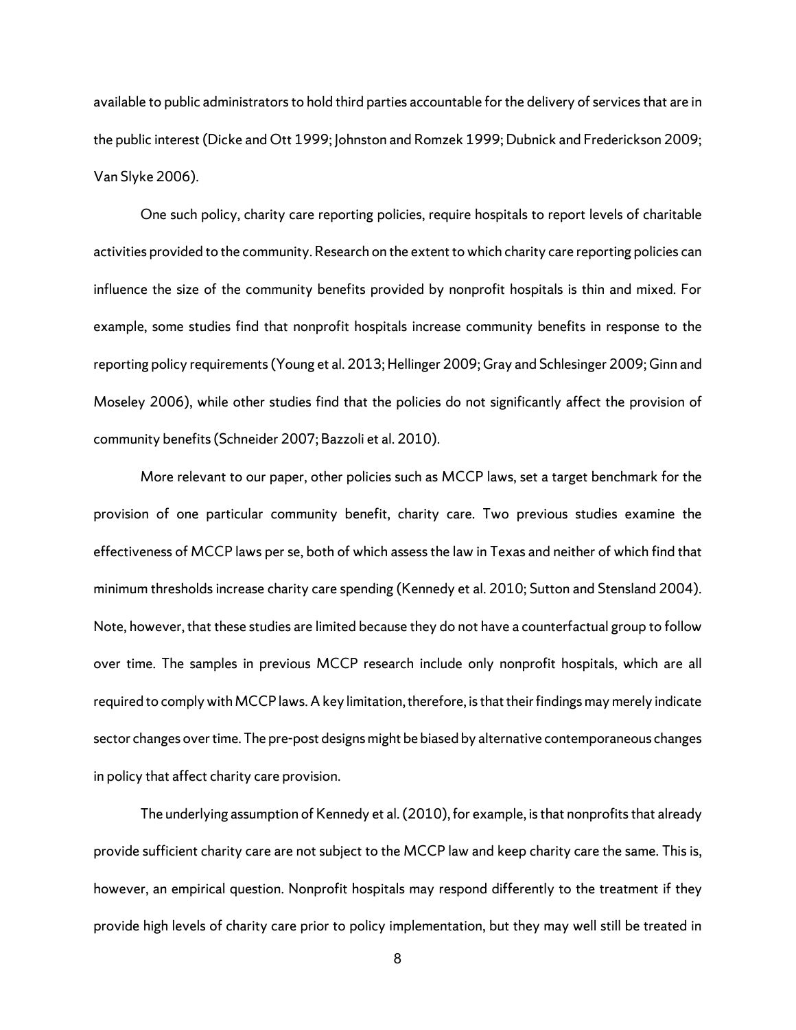available to public administrators to hold third parties accountable for the delivery of services that are in the public interest (Dicke and Ott 1999; Johnston and Romzek 1999; Dubnick and Frederickson 2009; Van Slyke 2006).

One such policy, charity care reporting policies, require hospitals to report levels of charitable activities provided to the community. Research on the extent to which charity care reporting policies can influence the size of the community benefits provided by nonprofit hospitals is thin and mixed. For example, some studies find that nonprofit hospitals increase community benefits in response to the reporting policy requirements (Young et al. 2013; Hellinger 2009; Gray and Schlesinger 2009; Ginn and Moseley 2006), while other studies find that the policies do not significantly affect the provision of community benefits (Schneider 2007; Bazzoli et al. 2010).

More relevant to our paper, other policies such as MCCP laws, set a target benchmark for the provision of one particular community benefit, charity care. Two previous studies examine the effectiveness of MCCP laws per se, both of which assess the law in Texas and neither of which find that minimum thresholds increase charity care spending (Kennedy et al. 2010; Sutton and Stensland 2004). Note, however, that these studies are limited because they do not have a counterfactual group to follow over time. The samples in previous MCCP research include only nonprofit hospitals, which are all required to comply with MCCP laws. A key limitation, therefore, is that their findings may merely indicate sector changes over time. The pre-post designs might be biased by alternative contemporaneous changes in policy that affect charity care provision.

The underlying assumption of Kennedy et al. (2010), for example, is that nonprofits that already provide sufficient charity care are not subject to the MCCP law and keep charity care the same. This is, however, an empirical question. Nonprofit hospitals may respond differently to the treatment if they provide high levels of charity care prior to policy implementation, but they may well still be treated in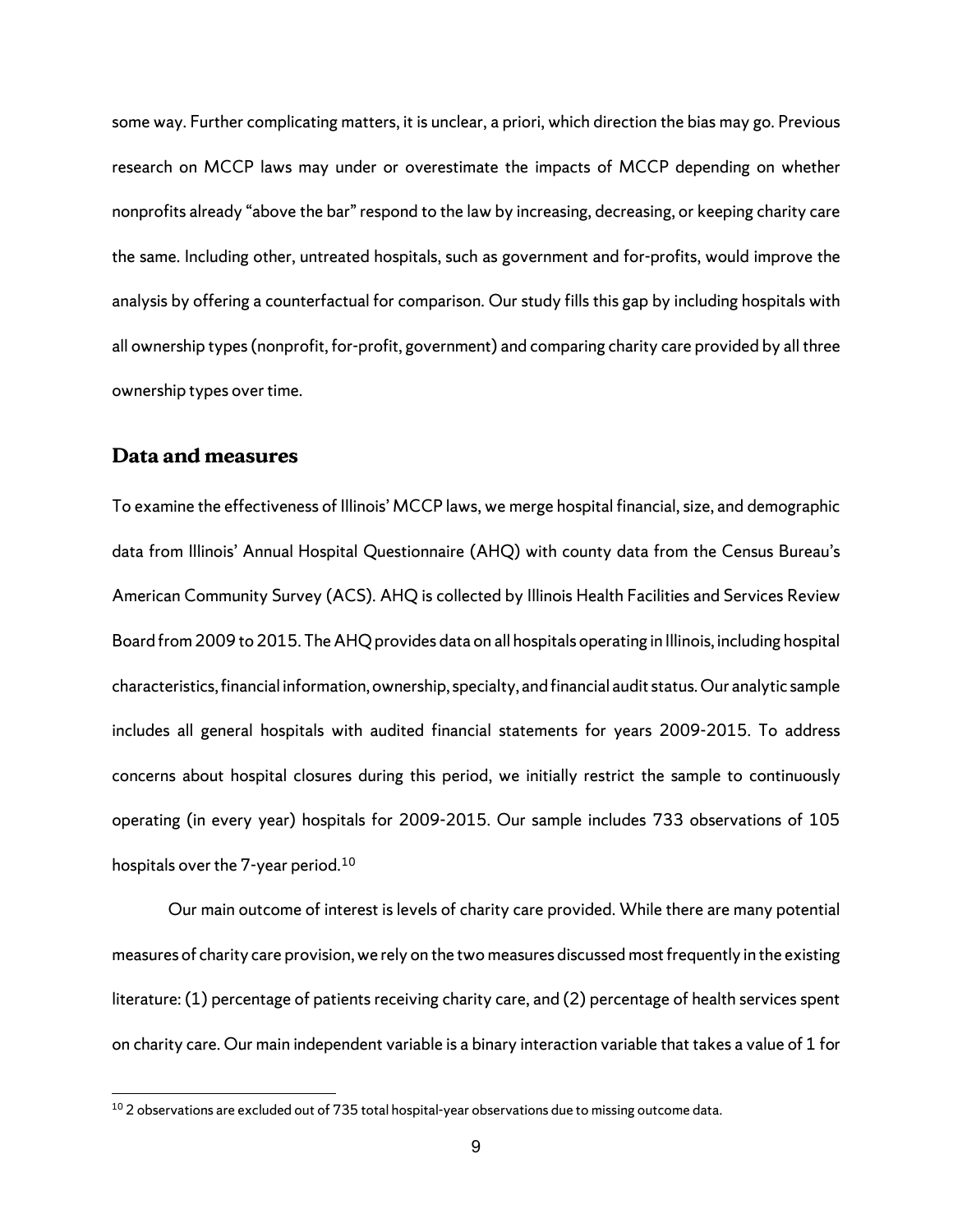some way. Further complicating matters, it is unclear, a priori, which direction the bias may go. Previous research on MCCP laws may under or overestimate the impacts of MCCP depending on whether nonprofits already "above the bar" respond to the law by increasing, decreasing, or keeping charity care the same. Including other, untreated hospitals, such as government and for-profits, would improve the analysis by offering a counterfactual for comparison. Our study fills this gap by including hospitals with all ownership types (nonprofit, for-profit, government) and comparing charity care provided by all three ownership types over time.

## Data and measures

To examine the effectiveness of Illinois' MCCP laws, we merge hospital financial, size, and demographic data from Illinois' Annual Hospital Questionnaire (AHQ) with county data from the Census Bureau's American Community Survey (ACS). AHQ is collected by Illinois Health Facilities and Services Review Board from 2009 to 2015. The AHQ provides data on all hospitals operating in Illinois, including hospital characteristics, financial information, ownership, specialty, and financial audit status. Our analytic sample includes all general hospitals with audited financial statements for years 2009-2015. To address concerns about hospital closures during this period, we initially restrict the sample to continuously operating (in every year) hospitals for 2009-2015. Our sample includes 733 observations of 105 hospitals over the 7-year period.[10]

Our main outcome of interest is levels of charity care provided. While there are many potential measures of charity care provision, we rely on the two measures discussed most frequently in the existing literature: (1) percentage of patients receiving charity care, and (2) percentage of health services spent on charity care. Our main independent variable is a binary interaction variable that takes a value of 1 for

[10] 2 observations are excluded out of 735 total hospital-year observations due to missing outcome data.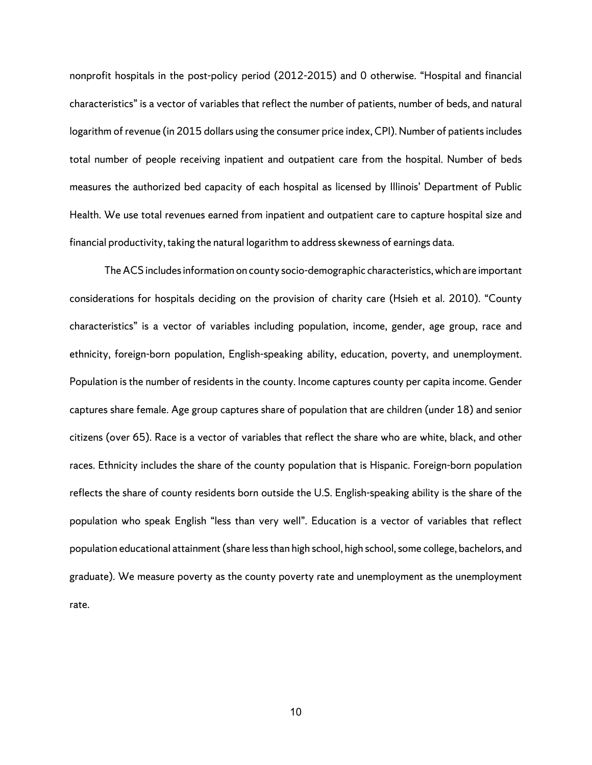nonprofit hospitals in the post-policy period (2012-2015) and 0 otherwise. “Hospital and financial characteristics” is a vector of variables that reflect the number of patients, number of beds, and natural logarithm of revenue (in 2015 dollars using the consumer price index, CPI). Number of patients includes total number of people receiving inpatient and outpatient care from the hospital. Number of beds measures the authorized bed capacity of each hospital as licensed by Illinois’ Department of Public Health. We use total revenues earned from inpatient and outpatient care to capture hospital size and financial productivity, taking the natural logarithm to address skewness of earnings data.

The ACS includes information on county socio-demographic characteristics, which are important considerations for hospitals deciding on the provision of charity care (Hsieh et al. 2010). “County characteristics” is a vector of variables including population, income, gender, age group, race and ethnicity, foreign-born population, English-speaking ability, education, poverty, and unemployment. Population is the number of residents in the county. Income captures county per capita income. Gender captures share female. Age group captures share of population that are children (under 18) and senior citizens (over 65). Race is a vector of variables that reflect the share who are white, black, and other races. Ethnicity includes the share of the county population that is Hispanic. Foreign-born population reflects the share of county residents born outside the U.S. English-speaking ability is the share of the population who speak English “less than very well”. Education is a vector of variables that reflect population educational attainment (share less than high school, high school, some college, bachelors, and graduate). We measure poverty as the county poverty rate and unemployment as the unemployment rate.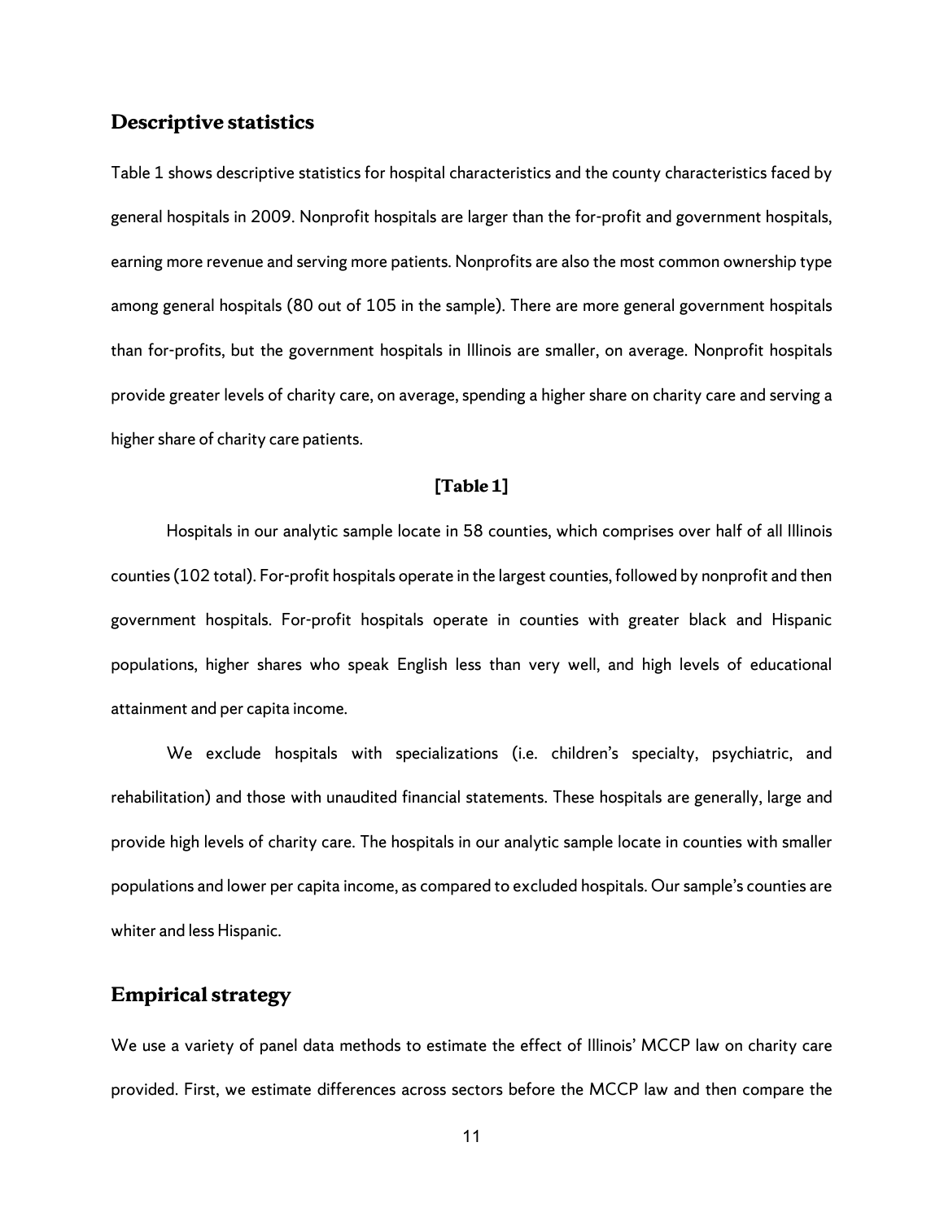## Descriptive statistics

Table 1 shows descriptive statistics for hospital characteristics and the county characteristics faced by general hospitals in 2009. Nonprofit hospitals are larger than the for-profit and government hospitals, earning more revenue and serving more patients. Nonprofits are also the most common ownership type among general hospitals (80 out of 105 in the sample). There are more general government hospitals than for-profits, but the government hospitals in Illinois are smaller, on average. Nonprofit hospitals provide greater levels of charity care, on average, spending a higher share on charity care and serving a higher share of charity care patients.

**[Table 1]**

Hospitals in our analytic sample locate in 58 counties, which comprises over half of all Illinois counties (102 total). For-profit hospitals operate in the largest counties, followed by nonprofit and then government hospitals. For-profit hospitals operate in counties with greater black and Hispanic populations, higher shares who speak English less than very well, and high levels of educational attainment and per capita income.

We exclude hospitals with specializations (i.e. children's specialty, psychiatric, and rehabilitation) and those with unaudited financial statements. These hospitals are generally, large and provide high levels of charity care. The hospitals in our analytic sample locate in counties with smaller populations and lower per capita income, as compared to excluded hospitals. Our sample's counties are whiter and less Hispanic.

## Empirical strategy

We use a variety of panel data methods to estimate the effect of Illinois' MCCP law on charity care provided. First, we estimate differences across sectors before the MCCP law and then compare the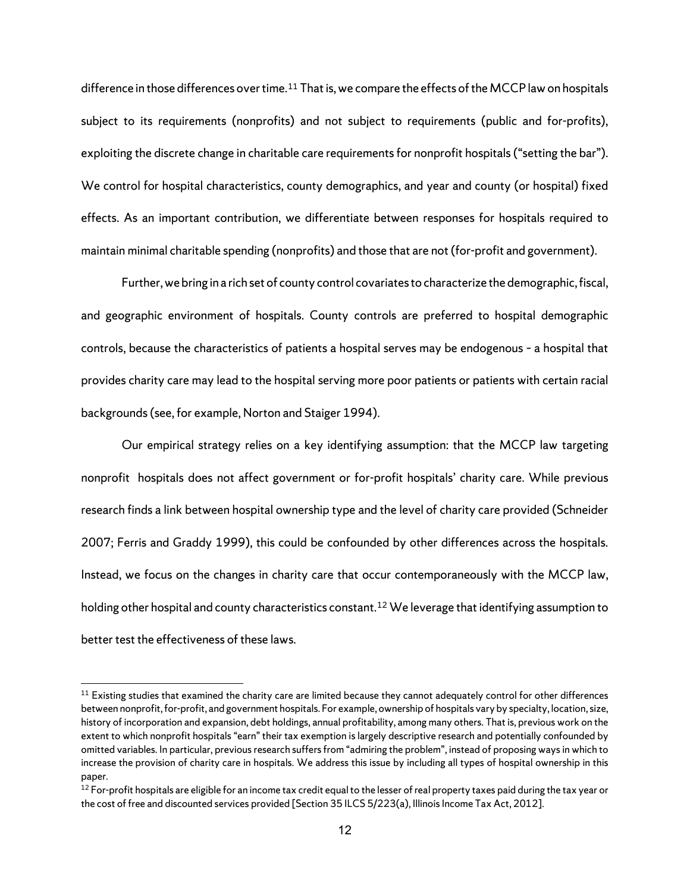difference in those differences over time.[11] That is, we compare the effects of the MCCP law on hospitals subject to its requirements (nonprofits) and not subject to requirements (public and for-profits), exploiting the discrete change in charitable care requirements for nonprofit hospitals ("setting the bar"). We control for hospital characteristics, county demographics, and year and county (or hospital) fixed effects. As an important contribution, we differentiate between responses for hospitals required to maintain minimal charitable spending (nonprofits) and those that are not (for-profit and government).

Further, we bring in a rich set of county control covariates to characterize the demographic, fiscal, and geographic environment of hospitals. County controls are preferred to hospital demographic controls, because the characteristics of patients a hospital serves may be endogenous - a hospital that provides charity care may lead to the hospital serving more poor patients or patients with certain racial backgrounds (see, for example, Norton and Staiger 1994).

Our empirical strategy relies on a key identifying assumption: that the MCCP law targeting nonprofit hospitals does not affect government or for-profit hospitals' charity care. While previous research finds a link between hospital ownership type and the level of charity care provided (Schneider 2007; Ferris and Graddy 1999), this could be confounded by other differences across the hospitals. Instead, we focus on the changes in charity care that occur contemporaneously with the MCCP law, holding other hospital and county characteristics constant.[12] We leverage that identifying assumption to better test the effectiveness of these laws.

[11] Existing studies that examined the charity care are limited because they cannot adequately control for other differences between nonprofit, for-profit, and government hospitals. For example, ownership of hospitals vary by specialty, location, size, history of incorporation and expansion, debt holdings, annual profitability, among many others. That is, previous work on the extent to which nonprofit hospitals "earn" their tax exemption is largely descriptive research and potentially confounded by omitted variables. In particular, previous research suffers from "admiring the problem", instead of proposing ways in which to increase the provision of charity care in hospitals. We address this issue by including all types of hospital ownership in this paper.

[12] For-profit hospitals are eligible for an income tax credit equal to the lesser of real property taxes paid during the tax year or the cost of free and discounted services provided [Section 35 ILCS 5/223(a), Illinois Income Tax Act, 2012].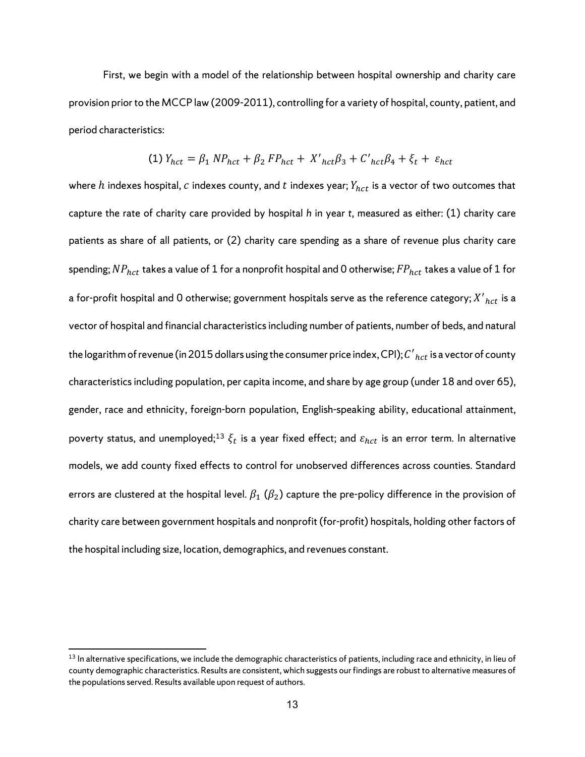First, we begin with a model of the relationship between hospital ownership and charity care provision prior to the MCCP law (2009-2011), controlling for a variety of hospital, county, patient, and period characteristics:

$$(1)\ Y_{hct} = \beta_1\ NP_{hct} + \beta_2\ FP_{hct} + \ X'_{hct}\beta_3 + C'_{hct}\beta_4 + \xi_t + \ \varepsilon_{hct}$$

where $h$ indexes hospital, $c$ indexes county, and $t$ indexes year; $Y_{hct}$ is a vector of two outcomes that capture the rate of charity care provided by hospital *h* in year *t*, measured as either: (1) charity care patients as share of all patients, or (2) charity care spending as a share of revenue plus charity care spending; $NP_{hct}$ takes a value of 1 for a nonprofit hospital and 0 otherwise; $FP_{hct}$ takes a value of 1 for a for-profit hospital and 0 otherwise; government hospitals serve as the reference category; $X'_{hct}$ is a vector of hospital and financial characteristics including number of patients, number of beds, and natural the logarithm of revenue (in 2015 dollars using the consumer price index, CPI); $C'_{hct}$ is a vector of county characteristics including population, per capita income, and share by age group (under 18 and over 65), gender, race and ethnicity, foreign-born population, English-speaking ability, educational attainment, poverty status, and unemployed;[13] $\xi_t$ is a year fixed effect; and $\varepsilon_{hct}$ is an error term. In alternative models, we add county fixed effects to control for unobserved differences across counties. Standard errors are clustered at the hospital level. $\beta_1$ ($\beta_2$) capture the pre-policy difference in the provision of charity care between government hospitals and nonprofit (for-profit) hospitals, holding other factors of the hospital including size, location, demographics, and revenues constant.

[13] In alternative specifications, we include the demographic characteristics of patients, including race and ethnicity, in lieu of county demographic characteristics. Results are consistent, which suggests our findings are robust to alternative measures of the populations served. Results available upon request of authors.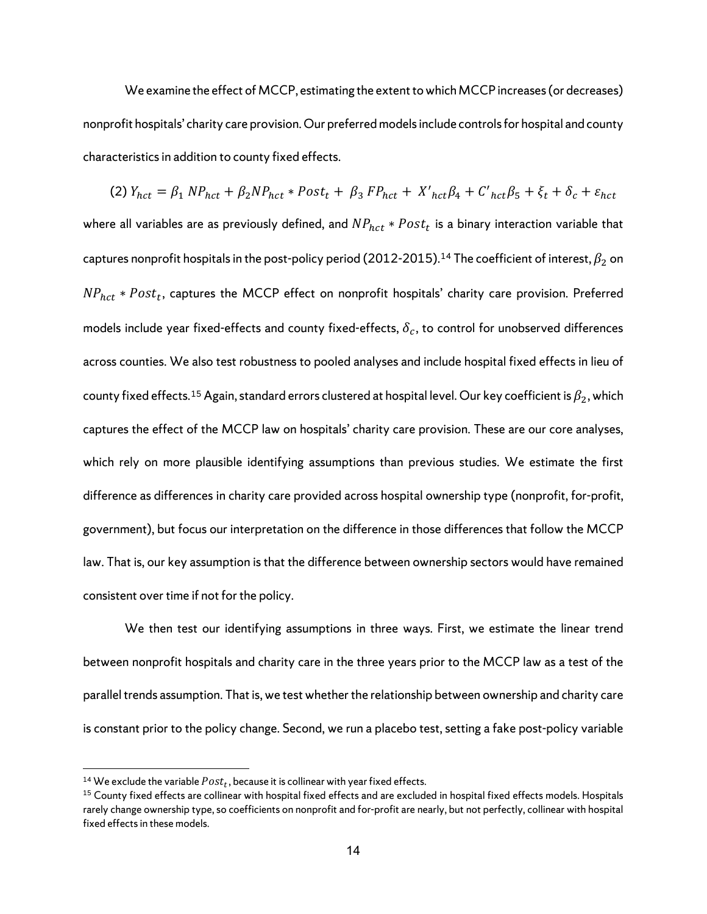We examine the effect of MCCP, estimating the extent to which MCCP increases (or decreases) nonprofit hospitals' charity care provision. Our preferred models include controls for hospital and county characteristics in addition to county fixed effects.

$$(2)\ Y_{hct} = \beta_1\ NP_{hct} + \beta_2 NP_{hct} * Post_t + \ \beta_3\ FP_{hct} + \ X'_{hct}\beta_4 + C'_{hct}\beta_5 + \xi_t + \delta_c + \varepsilon_{hct}$$

where all variables are as previously defined, and $NP_{hct} * Post_t$ is a binary interaction variable that captures nonprofit hospitals in the post-policy period (2012-2015).[14] The coefficient of interest, $\beta_2$ on $NP_{hct} * Post_t$, captures the MCCP effect on nonprofit hospitals' charity care provision. Preferred models include year fixed-effects and county fixed-effects, $\delta_c$, to control for unobserved differences across counties. We also test robustness to pooled analyses and include hospital fixed effects in lieu of county fixed effects.[15] Again, standard errors clustered at hospital level. Our key coefficient is $\beta_2$, which captures the effect of the MCCP law on hospitals' charity care provision. These are our core analyses, which rely on more plausible identifying assumptions than previous studies. We estimate the first difference as differences in charity care provided across hospital ownership type (nonprofit, for-profit, government), but focus our interpretation on the difference in those differences that follow the MCCP law. That is, our key assumption is that the difference between ownership sectors would have remained consistent over time if not for the policy.

We then test our identifying assumptions in three ways. First, we estimate the linear trend between nonprofit hospitals and charity care in the three years prior to the MCCP law as a test of the parallel trends assumption. That is, we test whether the relationship between ownership and charity care is constant prior to the policy change. Second, we run a placebo test, setting a fake post-policy variable

[14] We exclude the variable $Post_t$, because it is collinear with year fixed effects.

[15] County fixed effects are collinear with hospital fixed effects and are excluded in hospital fixed effects models. Hospitals rarely change ownership type, so coefficients on nonprofit and for-profit are nearly, but not perfectly, collinear with hospital fixed effects in these models.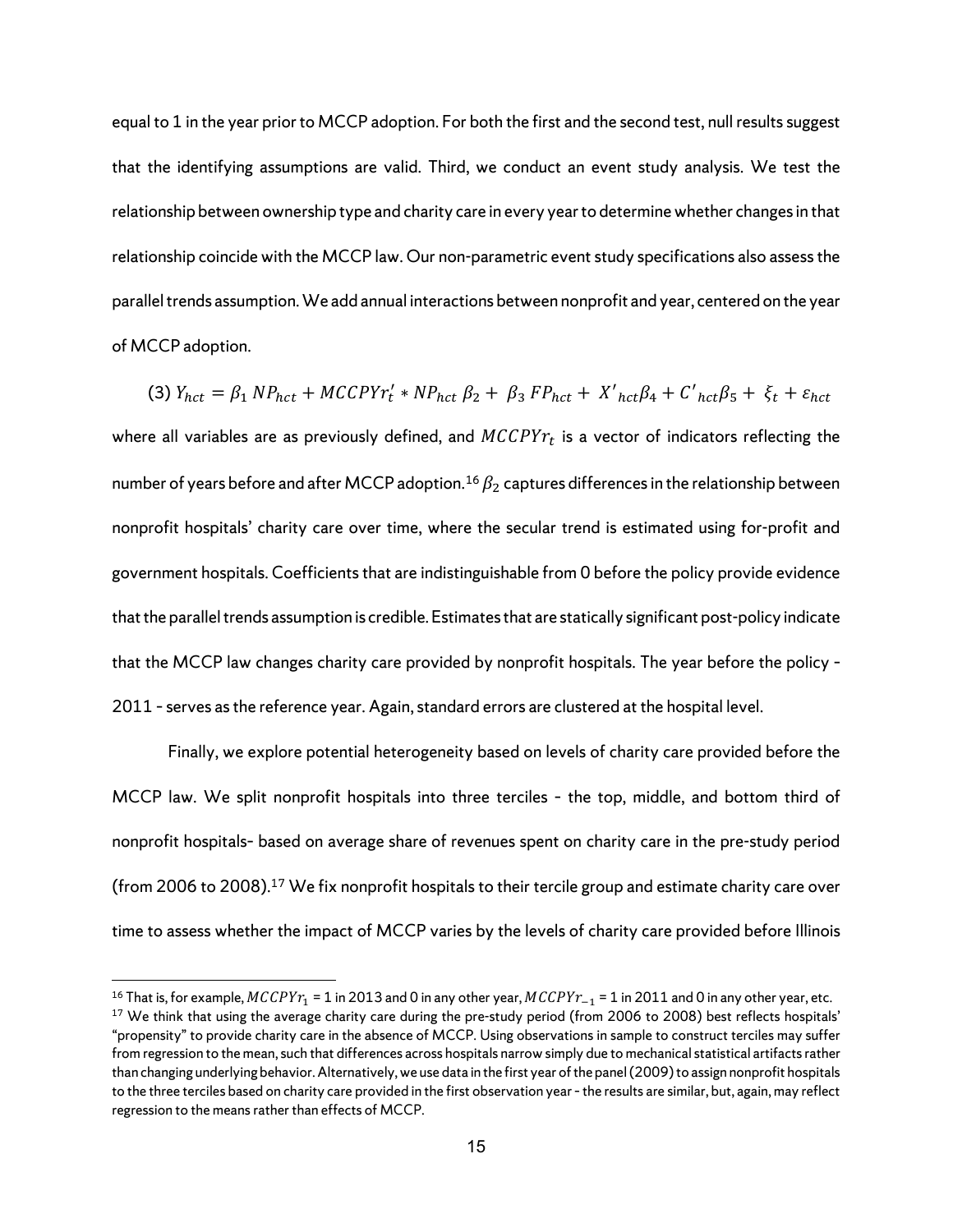equal to 1 in the year prior to MCCP adoption. For both the first and the second test, null results suggest that the identifying assumptions are valid. Third, we conduct an event study analysis. We test the relationship between ownership type and charity care in every year to determine whether changes in that relationship coincide with the MCCP law. Our non-parametric event study specifications also assess the parallel trends assumption. We add annual interactions between nonprofit and year, centered on the year of MCCP adoption.

$$(3)\ Y_{hct} = \beta_1\, NP_{hct} + MCCPYr_t' * NP_{hct}\, \beta_2 + \beta_3\, FP_{hct} + X'_{hct}\beta_4 + C'_{hct}\beta_5 + \xi_t + \varepsilon_{hct}$$

where all variables are as previously defined, and $MCCPYr_t$ is a vector of indicators reflecting the number of years before and after MCCP adoption.[16] $\beta_2$ captures differences in the relationship between nonprofit hospitals' charity care over time, where the secular trend is estimated using for-profit and government hospitals. Coefficients that are indistinguishable from 0 before the policy provide evidence that the parallel trends assumption is credible. Estimates that are statically significant post-policy indicate that the MCCP law changes charity care provided by nonprofit hospitals. The year before the policy - 2011 - serves as the reference year. Again, standard errors are clustered at the hospital level.

Finally, we explore potential heterogeneity based on levels of charity care provided before the MCCP law. We split nonprofit hospitals into three terciles - the top, middle, and bottom third of nonprofit hospitals- based on average share of revenues spent on charity care in the pre-study period (from 2006 to 2008).[17] We fix nonprofit hospitals to their tercile group and estimate charity care over time to assess whether the impact of MCCP varies by the levels of charity care provided before Illinois

---

[16] That is, for example, $MCCPYr_1$ = 1 in 2013 and 0 in any other year, $MCCPYr_{-1}$ = 1 in 2011 and 0 in any other year, etc.

[17] We think that using the average charity care during the pre-study period (from 2006 to 2008) best reflects hospitals' "propensity" to provide charity care in the absence of MCCP. Using observations in sample to construct terciles may suffer from regression to the mean, such that differences across hospitals narrow simply due to mechanical statistical artifacts rather than changing underlying behavior. Alternatively, we use data in the first year of the panel (2009) to assign nonprofit hospitals to the three terciles based on charity care provided in the first observation year - the results are similar, but, again, may reflect regression to the means rather than effects of MCCP.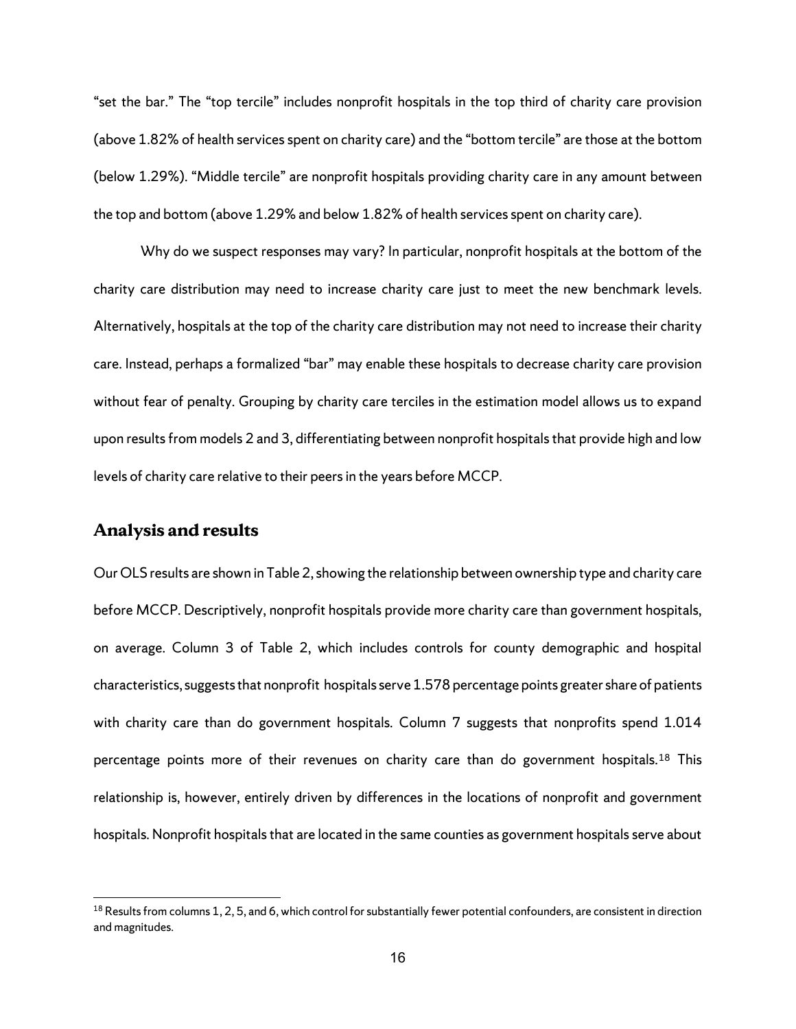"set the bar." The "top tercile" includes nonprofit hospitals in the top third of charity care provision (above 1.82% of health services spent on charity care) and the "bottom tercile" are those at the bottom (below 1.29%). "Middle tercile" are nonprofit hospitals providing charity care in any amount between the top and bottom (above 1.29% and below 1.82% of health services spent on charity care).

Why do we suspect responses may vary? In particular, nonprofit hospitals at the bottom of the charity care distribution may need to increase charity care just to meet the new benchmark levels. Alternatively, hospitals at the top of the charity care distribution may not need to increase their charity care. Instead, perhaps a formalized "bar" may enable these hospitals to decrease charity care provision without fear of penalty. Grouping by charity care terciles in the estimation model allows us to expand upon results from models 2 and 3, differentiating between nonprofit hospitals that provide high and low levels of charity care relative to their peers in the years before MCCP.

## Analysis and results

Our OLS results are shown in Table 2, showing the relationship between ownership type and charity care before MCCP. Descriptively, nonprofit hospitals provide more charity care than government hospitals, on average. Column 3 of Table 2, which includes controls for county demographic and hospital characteristics, suggests that nonprofit hospitals serve 1.578 percentage points greater share of patients with charity care than do government hospitals. Column 7 suggests that nonprofits spend 1.014 percentage points more of their revenues on charity care than do government hospitals.[18] This relationship is, however, entirely driven by differences in the locations of nonprofit and government hospitals. Nonprofit hospitals that are located in the same counties as government hospitals serve about

[18] Results from columns 1, 2, 5, and 6, which control for substantially fewer potential confounders, are consistent in direction and magnitudes.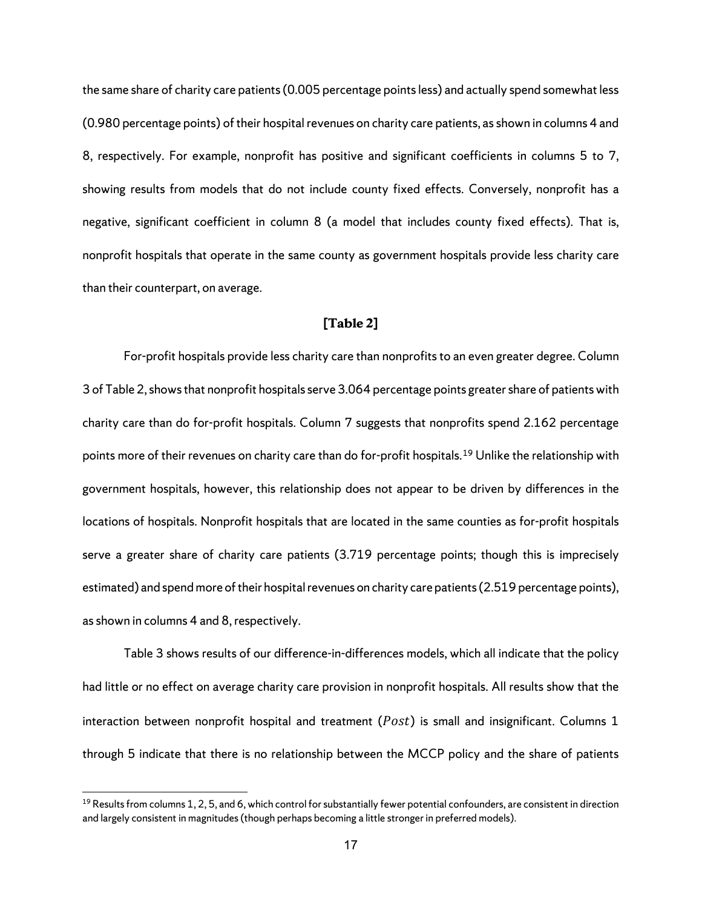the same share of charity care patients (0.005 percentage points less) and actually spend somewhat less (0.980 percentage points) of their hospital revenues on charity care patients, as shown in columns 4 and 8, respectively. For example, nonprofit has positive and significant coefficients in columns 5 to 7, showing results from models that do not include county fixed effects. Conversely, nonprofit has a negative, significant coefficient in column 8 (a model that includes county fixed effects). That is, nonprofit hospitals that operate in the same county as government hospitals provide less charity care than their counterpart, on average.

**[Table 2]**

For-profit hospitals provide less charity care than nonprofits to an even greater degree. Column 3 of Table 2, shows that nonprofit hospitals serve 3.064 percentage points greater share of patients with charity care than do for-profit hospitals. Column 7 suggests that nonprofits spend 2.162 percentage points more of their revenues on charity care than do for-profit hospitals.[19] Unlike the relationship with government hospitals, however, this relationship does not appear to be driven by differences in the locations of hospitals. Nonprofit hospitals that are located in the same counties as for-profit hospitals serve a greater share of charity care patients (3.719 percentage points; though this is imprecisely estimated) and spend more of their hospital revenues on charity care patients (2.519 percentage points), as shown in columns 4 and 8, respectively.

Table 3 shows results of our difference-in-differences models, which all indicate that the policy had little or no effect on average charity care provision in nonprofit hospitals. All results show that the interaction between nonprofit hospital and treatment ($Post$) is small and insignificant. Columns 1 through 5 indicate that there is no relationship between the MCCP policy and the share of patients

[19] Results from columns 1, 2, 5, and 6, which control for substantially fewer potential confounders, are consistent in direction and largely consistent in magnitudes (though perhaps becoming a little stronger in preferred models).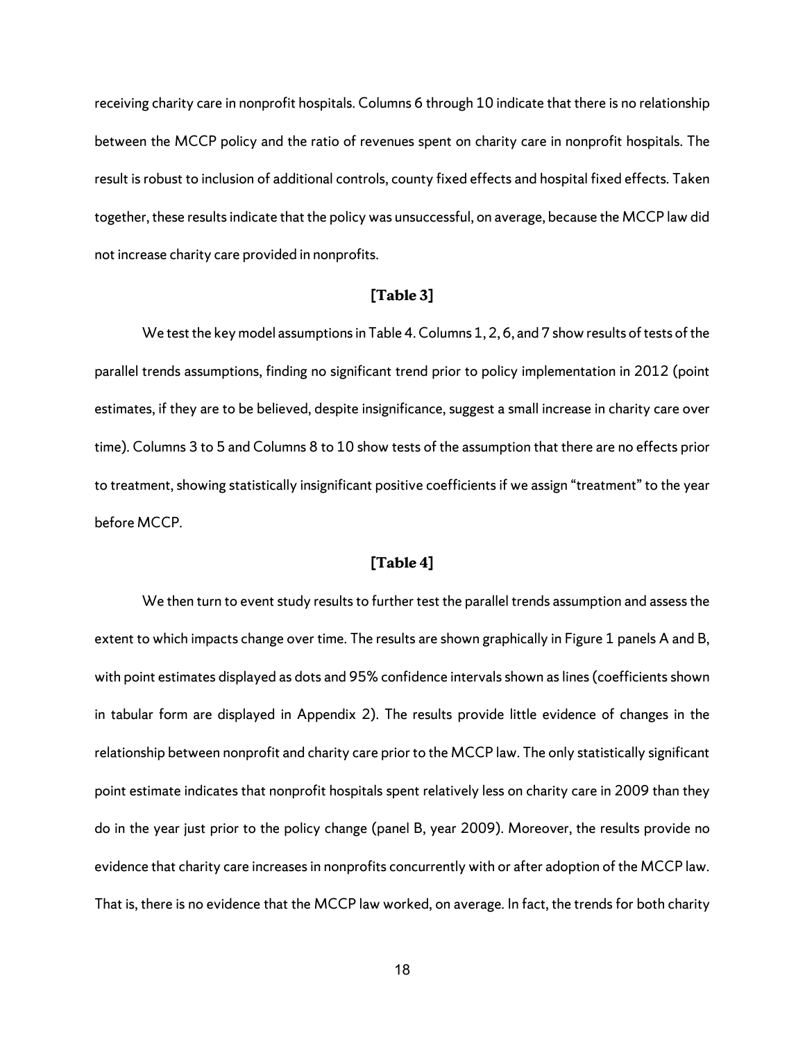receiving charity care in nonprofit hospitals. Columns 6 through 10 indicate that there is no relationship between the MCCP policy and the ratio of revenues spent on charity care in nonprofit hospitals. The result is robust to inclusion of additional controls, county fixed effects and hospital fixed effects. Taken together, these results indicate that the policy was unsuccessful, on average, because the MCCP law did not increase charity care provided in nonprofits.

**[Table 3]**

We test the key model assumptions in Table 4. Columns 1, 2, 6, and 7 show results of tests of the parallel trends assumptions, finding no significant trend prior to policy implementation in 2012 (point estimates, if they are to be believed, despite insignificance, suggest a small increase in charity care over time). Columns 3 to 5 and Columns 8 to 10 show tests of the assumption that there are no effects prior to treatment, showing statistically insignificant positive coefficients if we assign "treatment" to the year before MCCP.

**[Table 4]**

We then turn to event study results to further test the parallel trends assumption and assess the extent to which impacts change over time. The results are shown graphically in Figure 1 panels A and B, with point estimates displayed as dots and 95% confidence intervals shown as lines (coefficients shown in tabular form are displayed in Appendix 2). The results provide little evidence of changes in the relationship between nonprofit and charity care prior to the MCCP law. The only statistically significant point estimate indicates that nonprofit hospitals spent relatively less on charity care in 2009 than they do in the year just prior to the policy change (panel B, year 2009). Moreover, the results provide no evidence that charity care increases in nonprofits concurrently with or after adoption of the MCCP law. That is, there is no evidence that the MCCP law worked, on average. In fact, the trends for both charity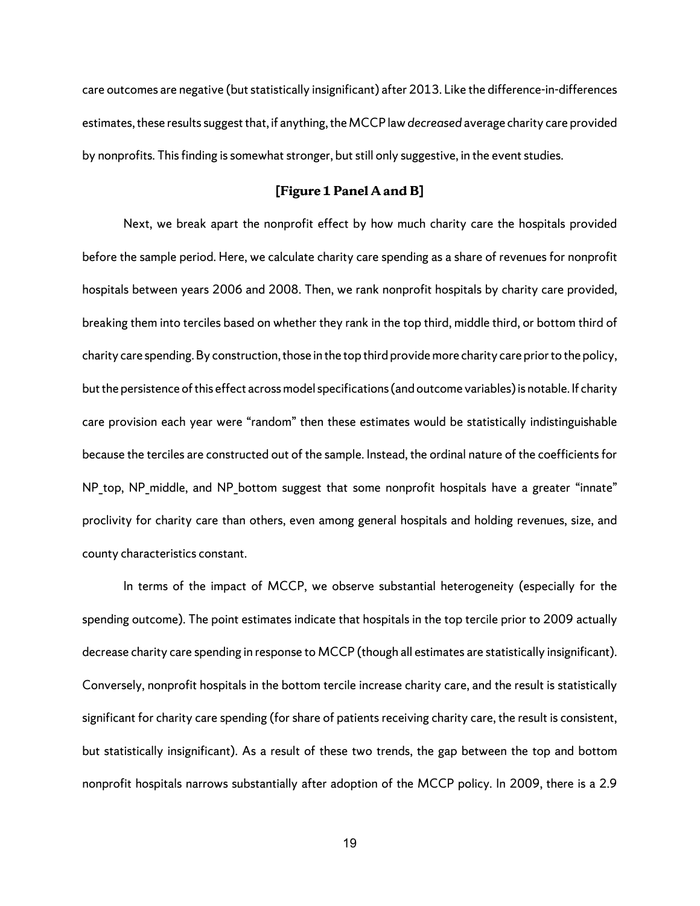care outcomes are negative (but statistically insignificant) after 2013. Like the difference-in-differences estimates, these results suggest that, if anything, the MCCP law *decreased* average charity care provided by nonprofits. This finding is somewhat stronger, but still only suggestive, in the event studies.

**[Figure 1 Panel A and B]**

Next, we break apart the nonprofit effect by how much charity care the hospitals provided before the sample period. Here, we calculate charity care spending as a share of revenues for nonprofit hospitals between years 2006 and 2008. Then, we rank nonprofit hospitals by charity care provided, breaking them into terciles based on whether they rank in the top third, middle third, or bottom third of charity care spending. By construction, those in the top third provide more charity care prior to the policy, but the persistence of this effect across model specifications (and outcome variables) is notable. If charity care provision each year were "random" then these estimates would be statistically indistinguishable because the terciles are constructed out of the sample. Instead, the ordinal nature of the coefficients for NP_top, NP_middle, and NP_bottom suggest that some nonprofit hospitals have a greater "innate" proclivity for charity care than others, even among general hospitals and holding revenues, size, and county characteristics constant.

In terms of the impact of MCCP, we observe substantial heterogeneity (especially for the spending outcome). The point estimates indicate that hospitals in the top tercile prior to 2009 actually decrease charity care spending in response to MCCP (though all estimates are statistically insignificant). Conversely, nonprofit hospitals in the bottom tercile increase charity care, and the result is statistically significant for charity care spending (for share of patients receiving charity care, the result is consistent, but statistically insignificant). As a result of these two trends, the gap between the top and bottom nonprofit hospitals narrows substantially after adoption of the MCCP policy. In 2009, there is a 2.9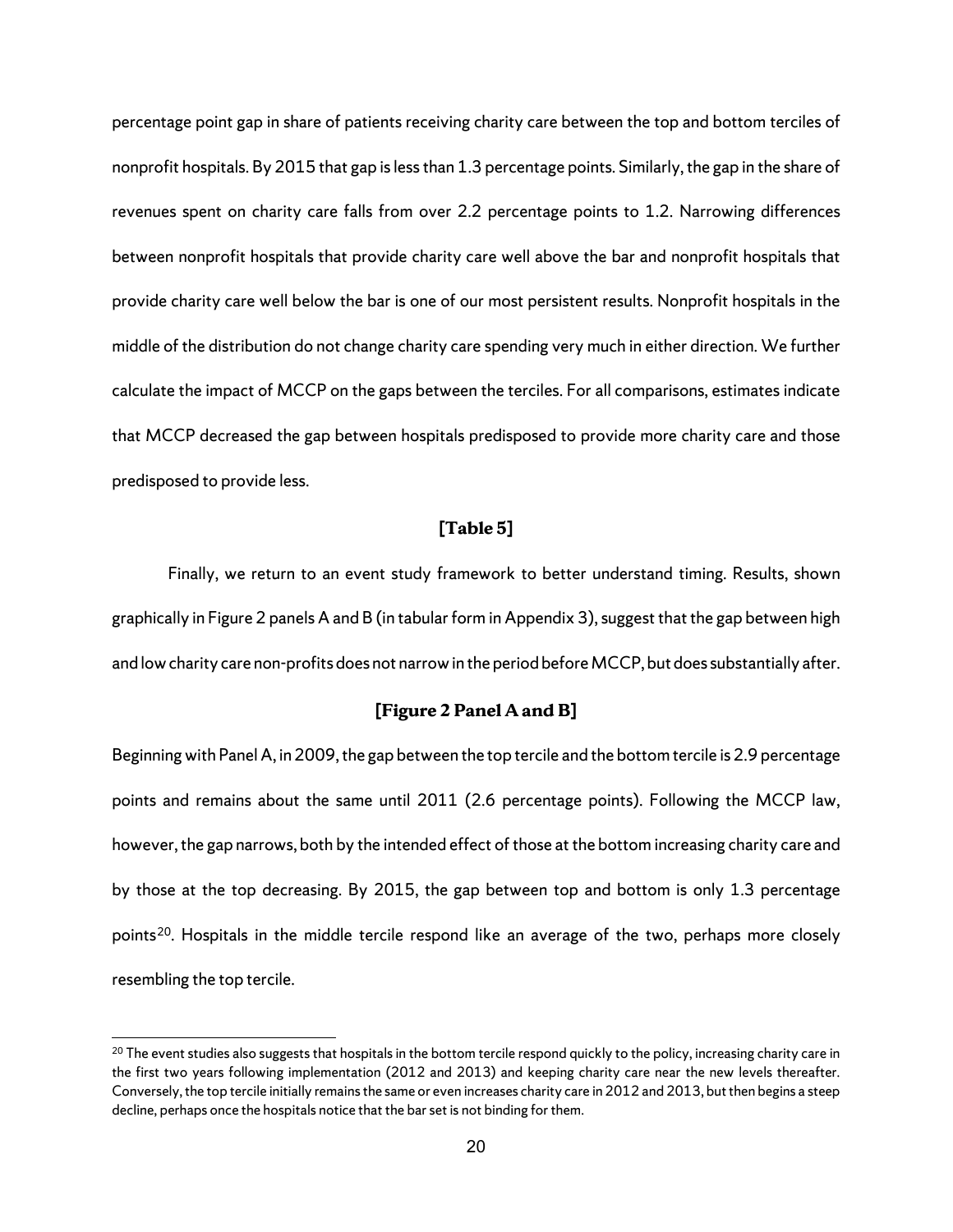percentage point gap in share of patients receiving charity care between the top and bottom terciles of nonprofit hospitals. By 2015 that gap is less than 1.3 percentage points. Similarly, the gap in the share of revenues spent on charity care falls from over 2.2 percentage points to 1.2. Narrowing differences between nonprofit hospitals that provide charity care well above the bar and nonprofit hospitals that provide charity care well below the bar is one of our most persistent results. Nonprofit hospitals in the middle of the distribution do not change charity care spending very much in either direction. We further calculate the impact of MCCP on the gaps between the terciles. For all comparisons, estimates indicate that MCCP decreased the gap between hospitals predisposed to provide more charity care and those predisposed to provide less.

**[Table 5]**

Finally, we return to an event study framework to better understand timing. Results, shown graphically in Figure 2 panels A and B (in tabular form in Appendix 3), suggest that the gap between high and low charity care non-profits does not narrow in the period before MCCP, but does substantially after.

**[Figure 2 Panel A and B]**

Beginning with Panel A, in 2009, the gap between the top tercile and the bottom tercile is 2.9 percentage points and remains about the same until 2011 (2.6 percentage points). Following the MCCP law, however, the gap narrows, both by the intended effect of those at the bottom increasing charity care and by those at the top decreasing. By 2015, the gap between top and bottom is only 1.3 percentage points[20]. Hospitals in the middle tercile respond like an average of the two, perhaps more closely resembling the top tercile.

[20] The event studies also suggests that hospitals in the bottom tercile respond quickly to the policy, increasing charity care in the first two years following implementation (2012 and 2013) and keeping charity care near the new levels thereafter. Conversely, the top tercile initially remains the same or even increases charity care in 2012 and 2013, but then begins a steep decline, perhaps once the hospitals notice that the bar set is not binding for them.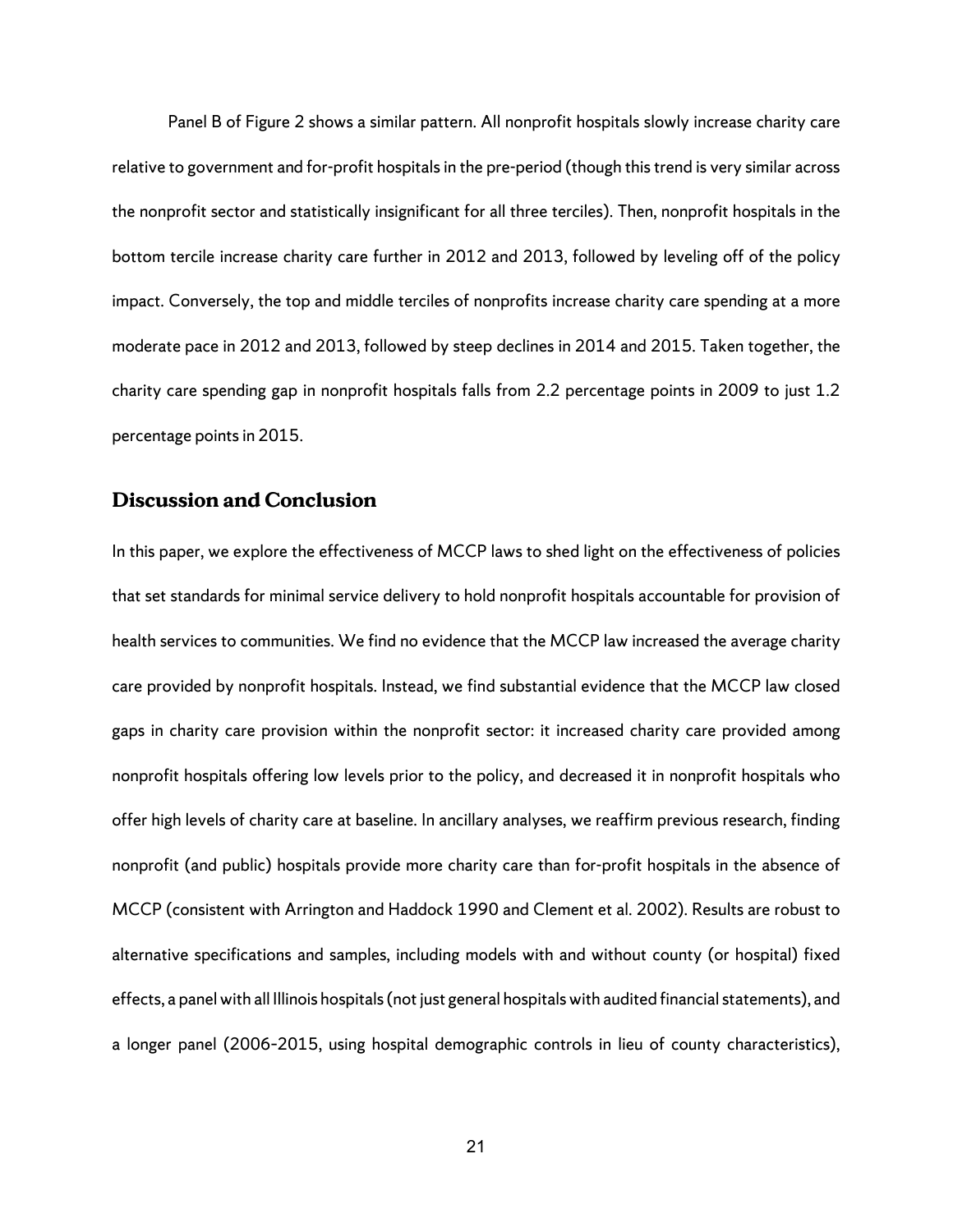Panel B of Figure 2 shows a similar pattern. All nonprofit hospitals slowly increase charity care relative to government and for-profit hospitals in the pre-period (though this trend is very similar across the nonprofit sector and statistically insignificant for all three terciles). Then, nonprofit hospitals in the bottom tercile increase charity care further in 2012 and 2013, followed by leveling off of the policy impact. Conversely, the top and middle terciles of nonprofits increase charity care spending at a more moderate pace in 2012 and 2013, followed by steep declines in 2014 and 2015. Taken together, the charity care spending gap in nonprofit hospitals falls from 2.2 percentage points in 2009 to just 1.2 percentage points in 2015.

## Discussion and Conclusion

In this paper, we explore the effectiveness of MCCP laws to shed light on the effectiveness of policies that set standards for minimal service delivery to hold nonprofit hospitals accountable for provision of health services to communities. We find no evidence that the MCCP law increased the average charity care provided by nonprofit hospitals. Instead, we find substantial evidence that the MCCP law closed gaps in charity care provision within the nonprofit sector: it increased charity care provided among nonprofit hospitals offering low levels prior to the policy, and decreased it in nonprofit hospitals who offer high levels of charity care at baseline. In ancillary analyses, we reaffirm previous research, finding nonprofit (and public) hospitals provide more charity care than for-profit hospitals in the absence of MCCP (consistent with Arrington and Haddock 1990 and Clement et al. 2002). Results are robust to alternative specifications and samples, including models with and without county (or hospital) fixed effects, a panel with all Illinois hospitals (not just general hospitals with audited financial statements), and a longer panel (2006-2015, using hospital demographic controls in lieu of county characteristics),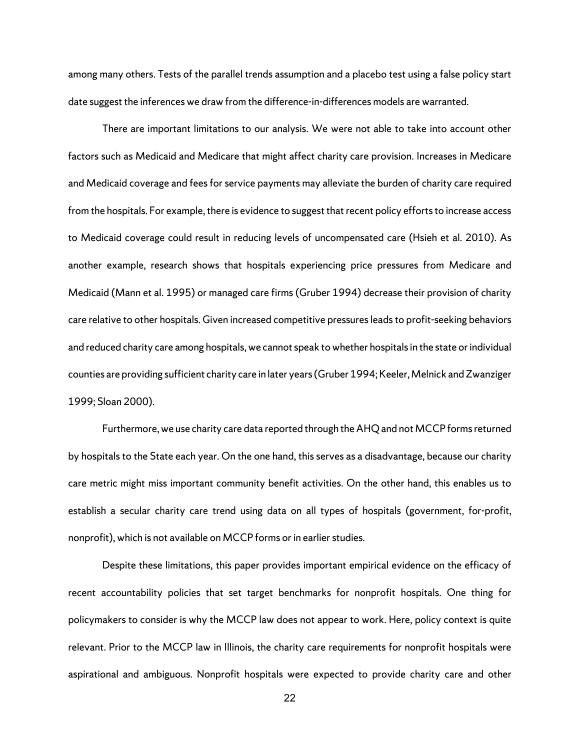among many others. Tests of the parallel trends assumption and a placebo test using a false policy start date suggest the inferences we draw from the difference-in-differences models are warranted.

There are important limitations to our analysis. We were not able to take into account other factors such as Medicaid and Medicare that might affect charity care provision. Increases in Medicare and Medicaid coverage and fees for service payments may alleviate the burden of charity care required from the hospitals. For example, there is evidence to suggest that recent policy efforts to increase access to Medicaid coverage could result in reducing levels of uncompensated care (Hsieh et al. 2010). As another example, research shows that hospitals experiencing price pressures from Medicare and Medicaid (Mann et al. 1995) or managed care firms (Gruber 1994) decrease their provision of charity care relative to other hospitals. Given increased competitive pressures leads to profit-seeking behaviors and reduced charity care among hospitals, we cannot speak to whether hospitals in the state or individual counties are providing sufficient charity care in later years (Gruber 1994; Keeler, Melnick and Zwanziger 1999; Sloan 2000).

Furthermore, we use charity care data reported through the AHQ and not MCCP forms returned by hospitals to the State each year. On the one hand, this serves as a disadvantage, because our charity care metric might miss important community benefit activities. On the other hand, this enables us to establish a secular charity care trend using data on all types of hospitals (government, for-profit, nonprofit), which is not available on MCCP forms or in earlier studies.

Despite these limitations, this paper provides important empirical evidence on the efficacy of recent accountability policies that set target benchmarks for nonprofit hospitals. One thing for policymakers to consider is why the MCCP law does not appear to work. Here, policy context is quite relevant. Prior to the MCCP law in Illinois, the charity care requirements for nonprofit hospitals were aspirational and ambiguous. Nonprofit hospitals were expected to provide charity care and other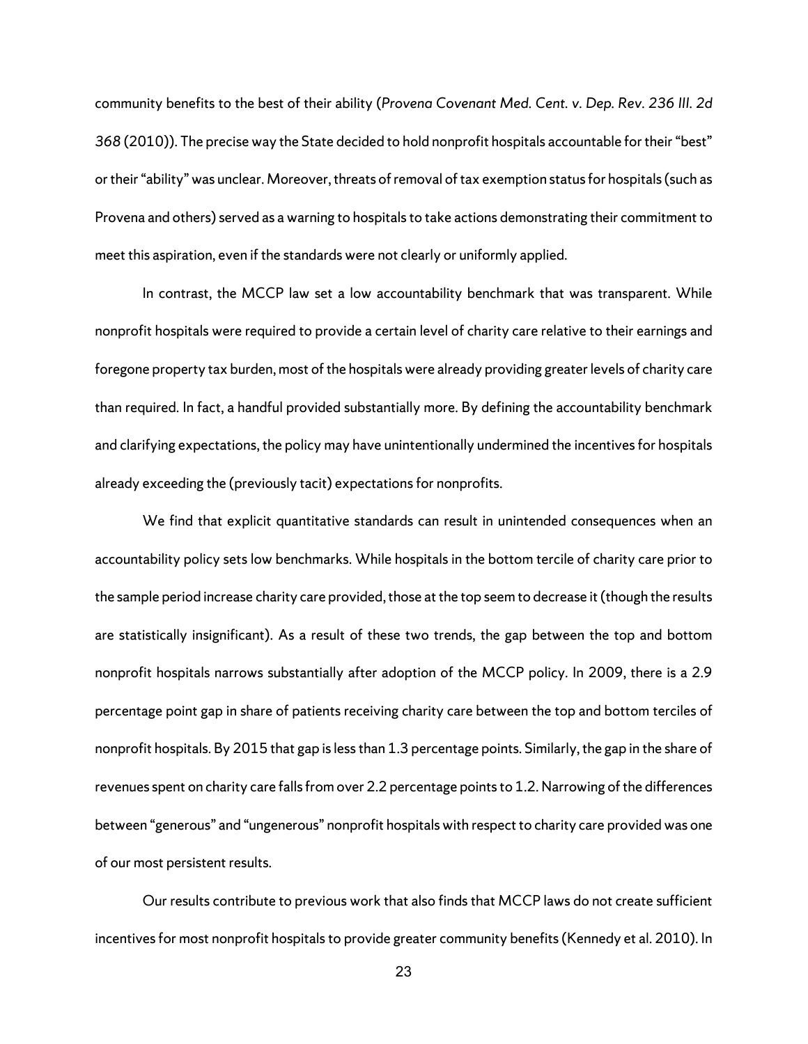community benefits to the best of their ability (*Provena Covenant Med. Cent. v. Dep. Rev. 236 Ill. 2d 368* (2010)). The precise way the State decided to hold nonprofit hospitals accountable for their "best" or their "ability" was unclear. Moreover, threats of removal of tax exemption status for hospitals (such as Provena and others) served as a warning to hospitals to take actions demonstrating their commitment to meet this aspiration, even if the standards were not clearly or uniformly applied.

In contrast, the MCCP law set a low accountability benchmark that was transparent. While nonprofit hospitals were required to provide a certain level of charity care relative to their earnings and foregone property tax burden, most of the hospitals were already providing greater levels of charity care than required. In fact, a handful provided substantially more. By defining the accountability benchmark and clarifying expectations, the policy may have unintentionally undermined the incentives for hospitals already exceeding the (previously tacit) expectations for nonprofits.

We find that explicit quantitative standards can result in unintended consequences when an accountability policy sets low benchmarks. While hospitals in the bottom tercile of charity care prior to the sample period increase charity care provided, those at the top seem to decrease it (though the results are statistically insignificant). As a result of these two trends, the gap between the top and bottom nonprofit hospitals narrows substantially after adoption of the MCCP policy. In 2009, there is a 2.9 percentage point gap in share of patients receiving charity care between the top and bottom terciles of nonprofit hospitals. By 2015 that gap is less than 1.3 percentage points. Similarly, the gap in the share of revenues spent on charity care falls from over 2.2 percentage points to 1.2. Narrowing of the differences between "generous" and "ungenerous" nonprofit hospitals with respect to charity care provided was one of our most persistent results.

Our results contribute to previous work that also finds that MCCP laws do not create sufficient incentives for most nonprofit hospitals to provide greater community benefits (Kennedy et al. 2010). In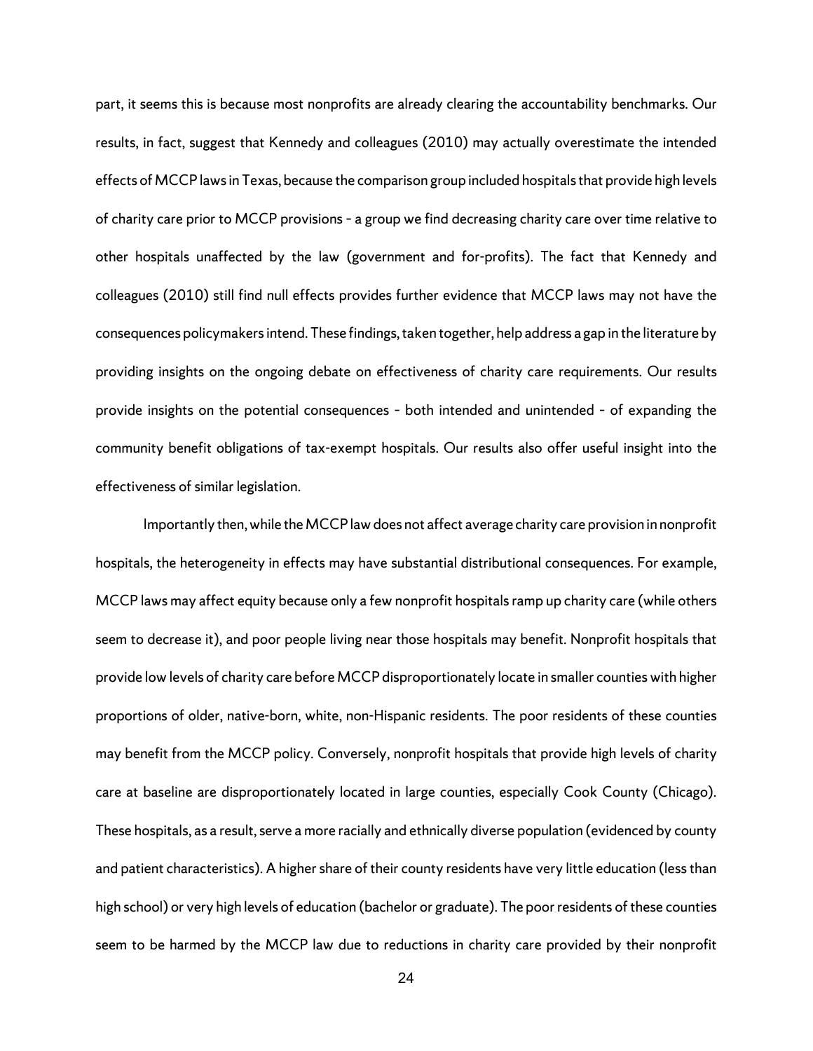part, it seems this is because most nonprofits are already clearing the accountability benchmarks. Our results, in fact, suggest that Kennedy and colleagues (2010) may actually overestimate the intended effects of MCCP laws in Texas, because the comparison group included hospitals that provide high levels of charity care prior to MCCP provisions – a group we find decreasing charity care over time relative to other hospitals unaffected by the law (government and for-profits). The fact that Kennedy and colleagues (2010) still find null effects provides further evidence that MCCP laws may not have the consequences policymakers intend. These findings, taken together, help address a gap in the literature by providing insights on the ongoing debate on effectiveness of charity care requirements. Our results provide insights on the potential consequences – both intended and unintended – of expanding the community benefit obligations of tax-exempt hospitals. Our results also offer useful insight into the effectiveness of similar legislation.

Importantly then, while the MCCP law does not affect average charity care provision in nonprofit hospitals, the heterogeneity in effects may have substantial distributional consequences. For example, MCCP laws may affect equity because only a few nonprofit hospitals ramp up charity care (while others seem to decrease it), and poor people living near those hospitals may benefit. Nonprofit hospitals that provide low levels of charity care before MCCP disproportionately locate in smaller counties with higher proportions of older, native-born, white, non-Hispanic residents. The poor residents of these counties may benefit from the MCCP policy. Conversely, nonprofit hospitals that provide high levels of charity care at baseline are disproportionately located in large counties, especially Cook County (Chicago). These hospitals, as a result, serve a more racially and ethnically diverse population (evidenced by county and patient characteristics). A higher share of their county residents have very little education (less than high school) or very high levels of education (bachelor or graduate). The poor residents of these counties seem to be harmed by the MCCP law due to reductions in charity care provided by their nonprofit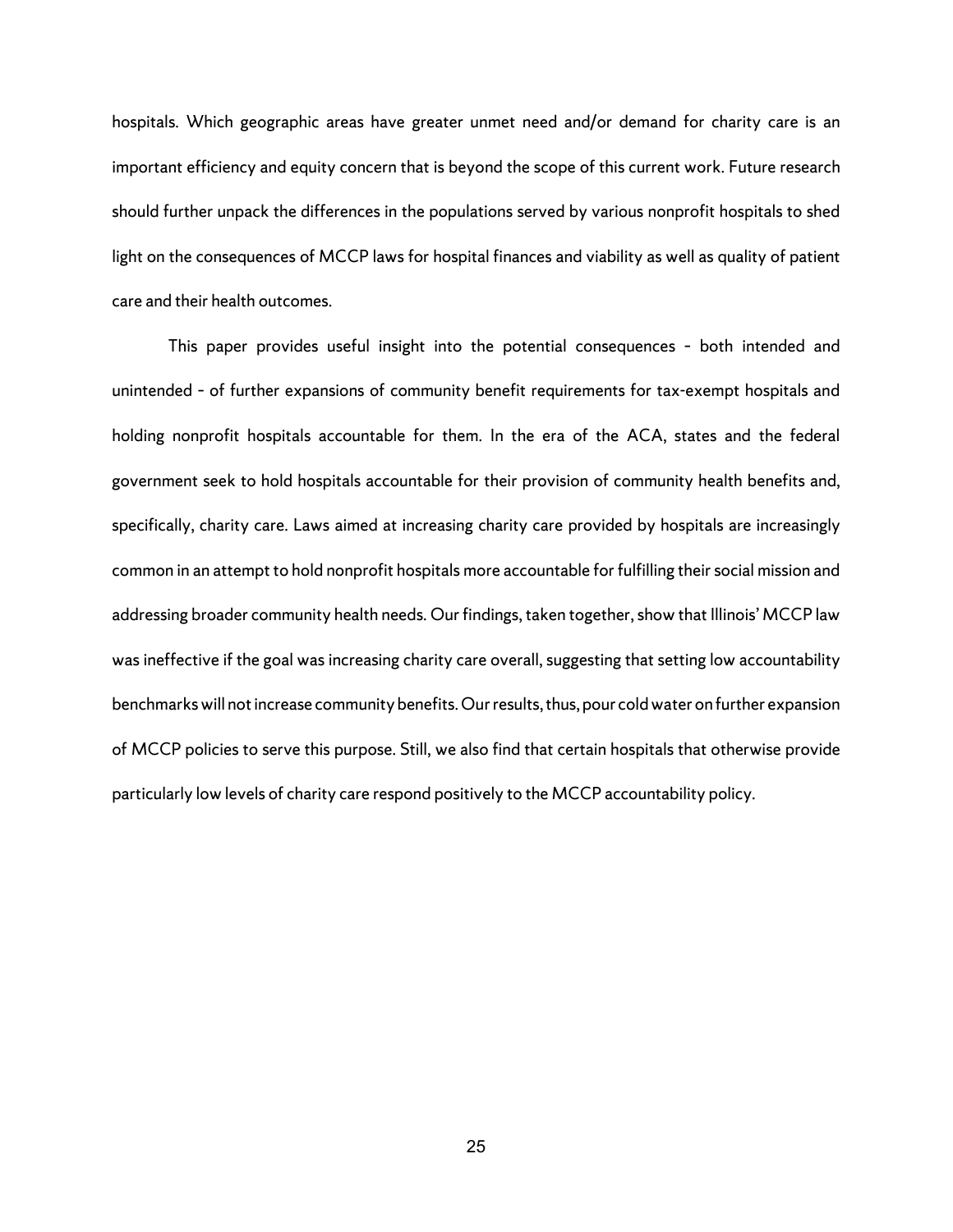hospitals. Which geographic areas have greater unmet need and/or demand for charity care is an important efficiency and equity concern that is beyond the scope of this current work. Future research should further unpack the differences in the populations served by various nonprofit hospitals to shed light on the consequences of MCCP laws for hospital finances and viability as well as quality of patient care and their health outcomes.

This paper provides useful insight into the potential consequences – both intended and unintended – of further expansions of community benefit requirements for tax-exempt hospitals and holding nonprofit hospitals accountable for them. In the era of the ACA, states and the federal government seek to hold hospitals accountable for their provision of community health benefits and, specifically, charity care. Laws aimed at increasing charity care provided by hospitals are increasingly common in an attempt to hold nonprofit hospitals more accountable for fulfilling their social mission and addressing broader community health needs. Our findings, taken together, show that Illinois' MCCP law was ineffective if the goal was increasing charity care overall, suggesting that setting low accountability benchmarks will not increase community benefits. Our results, thus, pour cold water on further expansion of MCCP policies to serve this purpose. Still, we also find that certain hospitals that otherwise provide particularly low levels of charity care respond positively to the MCCP accountability policy.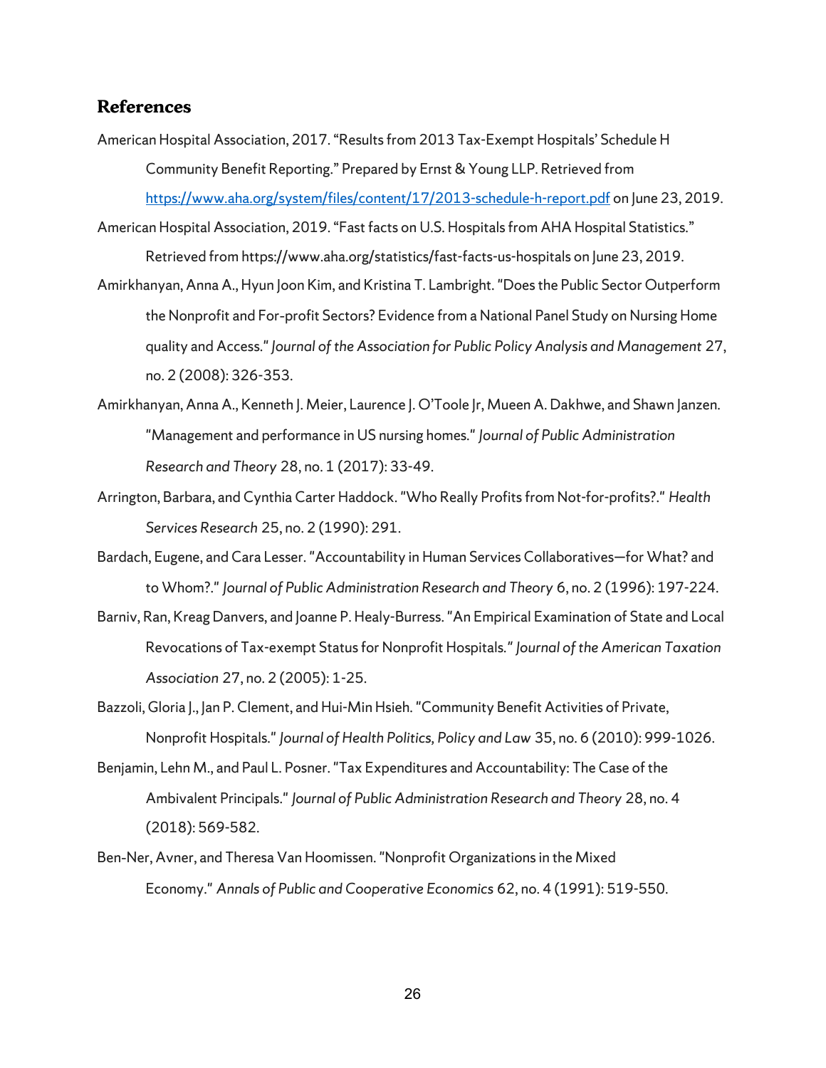## References

American Hospital Association, 2017. "Results from 2013 Tax-Exempt Hospitals' Schedule H Community Benefit Reporting." Prepared by Ernst & Young LLP. Retrieved from [https://www.aha.org/system/files/content/17/2013-schedule-h-report.pdf](https://www.aha.org/system/files/content/17/2013-schedule-h-report.pdf) on June 23, 2019.

American Hospital Association, 2019. "Fast facts on U.S. Hospitals from AHA Hospital Statistics." Retrieved from https://www.aha.org/statistics/fast-facts-us-hospitals on June 23, 2019.

Amirkhanyan, Anna A., Hyun Joon Kim, and Kristina T. Lambright. "Does the Public Sector Outperform the Nonprofit and For-profit Sectors? Evidence from a National Panel Study on Nursing Home quality and Access." *Journal of the Association for Public Policy Analysis and Management* 27, no. 2 (2008): 326-353.

Amirkhanyan, Anna A., Kenneth J. Meier, Laurence J. O'Toole Jr, Mueen A. Dakhwe, and Shawn Janzen. "Management and performance in US nursing homes." *Journal of Public Administration Research and Theory* 28, no. 1 (2017): 33-49.

Arrington, Barbara, and Cynthia Carter Haddock. "Who Really Profits from Not-for-profits?." *Health Services Research* 25, no. 2 (1990): 291.

Bardach, Eugene, and Cara Lesser. "Accountability in Human Services Collaboratives—for What? and to Whom?." *Journal of Public Administration Research and Theory* 6, no. 2 (1996): 197-224.

Barniv, Ran, Kreag Danvers, and Joanne P. Healy-Burress. "An Empirical Examination of State and Local Revocations of Tax-exempt Status for Nonprofit Hospitals." *Journal of the American Taxation Association* 27, no. 2 (2005): 1-25.

Bazzoli, Gloria J., Jan P. Clement, and Hui-Min Hsieh. "Community Benefit Activities of Private, Nonprofit Hospitals." *Journal of Health Politics, Policy and Law* 35, no. 6 (2010): 999-1026.

Benjamin, Lehn M., and Paul L. Posner. "Tax Expenditures and Accountability: The Case of the Ambivalent Principals." *Journal of Public Administration Research and Theory* 28, no. 4 (2018): 569-582.

Ben-Ner, Avner, and Theresa Van Hoomissen. "Nonprofit Organizations in the Mixed Economy." *Annals of Public and Cooperative Economics* 62, no. 4 (1991): 519-550.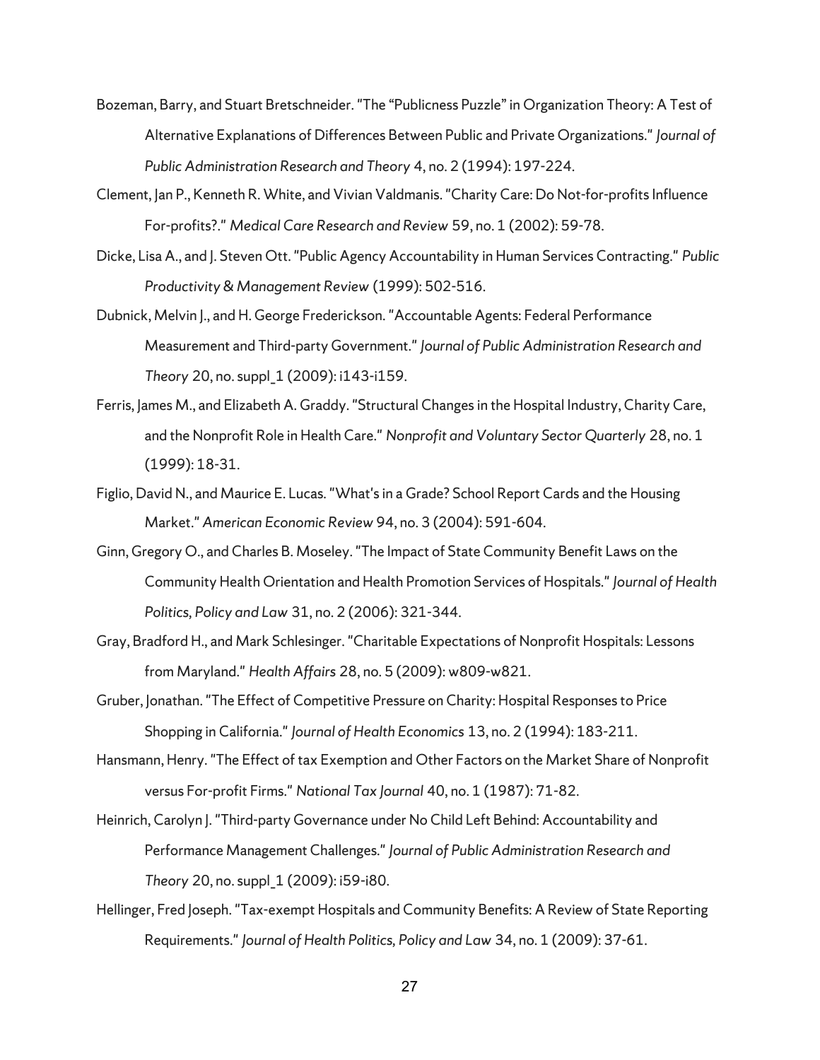Bozeman, Barry, and Stuart Bretschneider. "The "Publicness Puzzle" in Organization Theory: A Test of Alternative Explanations of Differences Between Public and Private Organizations." *Journal of Public Administration Research and Theory* 4, no. 2 (1994): 197-224.

Clement, Jan P., Kenneth R. White, and Vivian Valdmanis. "Charity Care: Do Not-for-profits Influence For-profits?." *Medical Care Research and Review* 59, no. 1 (2002): 59-78.

Dicke, Lisa A., and J. Steven Ott. "Public Agency Accountability in Human Services Contracting." *Public Productivity & Management Review* (1999): 502-516.

Dubnick, Melvin J., and H. George Frederickson. "Accountable Agents: Federal Performance Measurement and Third-party Government." *Journal of Public Administration Research and Theory* 20, no. suppl_1 (2009): i143-i159.

Ferris, James M., and Elizabeth A. Graddy. "Structural Changes in the Hospital Industry, Charity Care, and the Nonprofit Role in Health Care." *Nonprofit and Voluntary Sector Quarterly* 28, no. 1 (1999): 18-31.

Figlio, David N., and Maurice E. Lucas. "What's in a Grade? School Report Cards and the Housing Market." *American Economic Review* 94, no. 3 (2004): 591-604.

Ginn, Gregory O., and Charles B. Moseley. "The Impact of State Community Benefit Laws on the Community Health Orientation and Health Promotion Services of Hospitals." *Journal of Health Politics, Policy and Law* 31, no. 2 (2006): 321-344.

Gray, Bradford H., and Mark Schlesinger. "Charitable Expectations of Nonprofit Hospitals: Lessons from Maryland." *Health Affairs* 28, no. 5 (2009): w809-w821.

Gruber, Jonathan. "The Effect of Competitive Pressure on Charity: Hospital Responses to Price Shopping in California." *Journal of Health Economics* 13, no. 2 (1994): 183-211.

Hansmann, Henry. "The Effect of tax Exemption and Other Factors on the Market Share of Nonprofit versus For-profit Firms." *National Tax Journal* 40, no. 1 (1987): 71-82.

Heinrich, Carolyn J. "Third-party Governance under No Child Left Behind: Accountability and Performance Management Challenges." *Journal of Public Administration Research and Theory* 20, no. suppl_1 (2009): i59-i80.

Hellinger, Fred Joseph. "Tax-exempt Hospitals and Community Benefits: A Review of State Reporting Requirements." *Journal of Health Politics, Policy and Law* 34, no. 1 (2009): 37-61.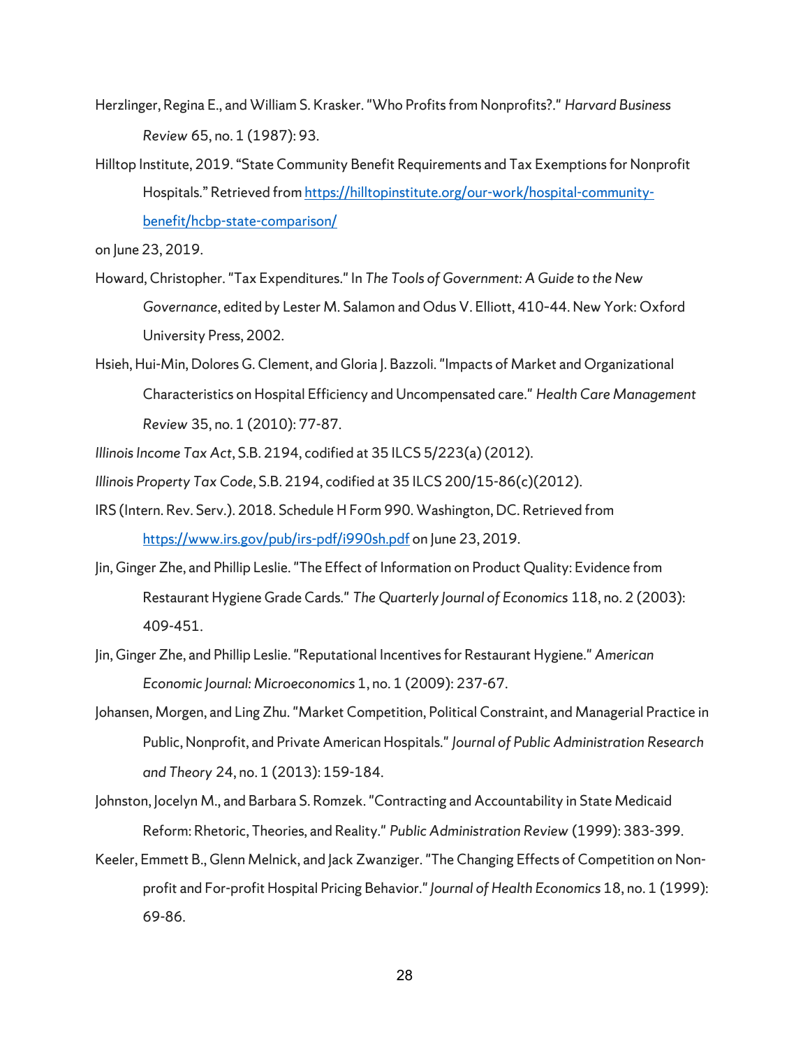Herzlinger, Regina E., and William S. Krasker. "Who Profits from Nonprofits?." *Harvard Business Review* 65, no. 1 (1987): 93.

Hilltop Institute, 2019. "State Community Benefit Requirements and Tax Exemptions for Nonprofit Hospitals." Retrieved from https://hilltopinstitute.org/our-work/hospital-community-benefit/hcbp-state-comparison/

on June 23, 2019.

Howard, Christopher. "Tax Expenditures." In *The Tools of Government: A Guide to the New Governance*, edited by Lester M. Salamon and Odus V. Elliott, 410-44. New York: Oxford University Press, 2002.

Hsieh, Hui-Min, Dolores G. Clement, and Gloria J. Bazzoli. "Impacts of Market and Organizational Characteristics on Hospital Efficiency and Uncompensated care." *Health Care Management Review* 35, no. 1 (2010): 77-87.

*Illinois Income Tax Act*, S.B. 2194, codified at 35 ILCS 5/223(a) (2012).

*Illinois Property Tax Code*, S.B. 2194, codified at 35 ILCS 200/15-86(c)(2012).

IRS (Intern. Rev. Serv.). 2018. Schedule H Form 990. Washington, DC. Retrieved from https://www.irs.gov/pub/irs-pdf/i990sh.pdf on June 23, 2019.

Jin, Ginger Zhe, and Phillip Leslie. "The Effect of Information on Product Quality: Evidence from Restaurant Hygiene Grade Cards." *The Quarterly Journal of Economics* 118, no. 2 (2003): 409-451.

Jin, Ginger Zhe, and Phillip Leslie. "Reputational Incentives for Restaurant Hygiene." *American Economic Journal: Microeconomics* 1, no. 1 (2009): 237-67.

Johansen, Morgen, and Ling Zhu. "Market Competition, Political Constraint, and Managerial Practice in Public, Nonprofit, and Private American Hospitals." *Journal of Public Administration Research and Theory* 24, no. 1 (2013): 159-184.

Johnston, Jocelyn M., and Barbara S. Romzek. "Contracting and Accountability in State Medicaid Reform: Rhetoric, Theories, and Reality." *Public Administration Review* (1999): 383-399.

Keeler, Emmett B., Glenn Melnick, and Jack Zwanziger. "The Changing Effects of Competition on Non-profit and For-profit Hospital Pricing Behavior." *Journal of Health Economics* 18, no. 1 (1999): 69-86.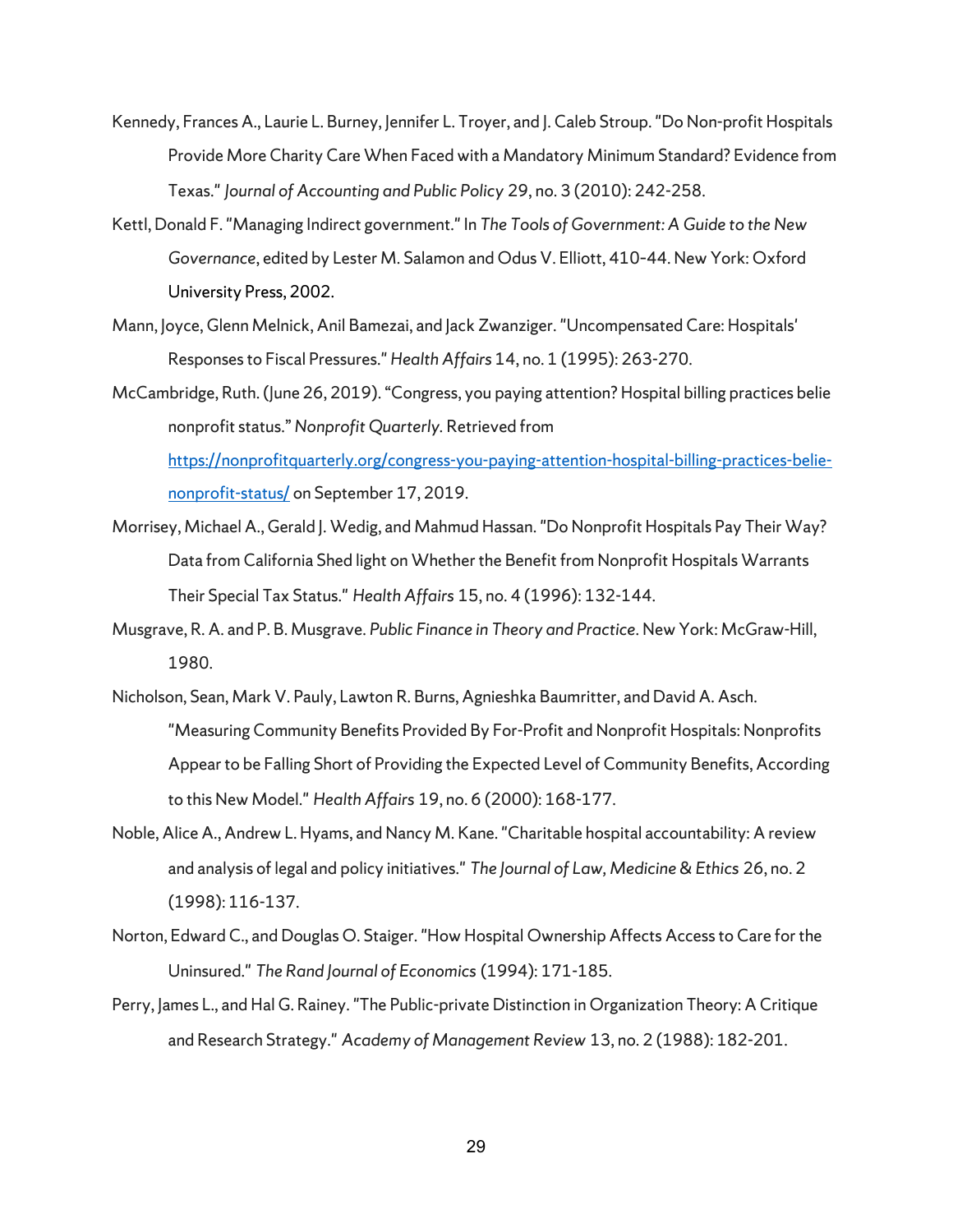Kennedy, Frances A., Laurie L. Burney, Jennifer L. Troyer, and J. Caleb Stroup. "Do Non-profit Hospitals Provide More Charity Care When Faced with a Mandatory Minimum Standard? Evidence from Texas." *Journal of Accounting and Public Policy* 29, no. 3 (2010): 242-258.

Kettl, Donald F. "Managing Indirect government." In *The Tools of Government: A Guide to the New Governance*, edited by Lester M. Salamon and Odus V. Elliott, 410-44. New York: Oxford University Press, 2002.

Mann, Joyce, Glenn Melnick, Anil Bamezai, and Jack Zwanziger. "Uncompensated Care: Hospitals' Responses to Fiscal Pressures." *Health Affairs* 14, no. 1 (1995): 263-270.

McCambridge, Ruth. (June 26, 2019). "Congress, you paying attention? Hospital billing practices belie nonprofit status." *Nonprofit Quarterly*. Retrieved from [https://nonprofitquarterly.org/congress-you-paying-attention-hospital-billing-practices-belie-nonprofit-status/](https://nonprofitquarterly.org/congress-you-paying-attention-hospital-billing-practices-belie-nonprofit-status/) on September 17, 2019.

Morrisey, Michael A., Gerald J. Wedig, and Mahmud Hassan. "Do Nonprofit Hospitals Pay Their Way? Data from California Shed light on Whether the Benefit from Nonprofit Hospitals Warrants Their Special Tax Status." *Health Affairs* 15, no. 4 (1996): 132-144.

Musgrave, R. A. and P. B. Musgrave. *Public Finance in Theory and Practice*. New York: McGraw-Hill, 1980.

Nicholson, Sean, Mark V. Pauly, Lawton R. Burns, Agnieshka Baumritter, and David A. Asch. "Measuring Community Benefits Provided By For-Profit and Nonprofit Hospitals: Nonprofits Appear to be Falling Short of Providing the Expected Level of Community Benefits, According to this New Model." *Health Affairs* 19, no. 6 (2000): 168-177.

Noble, Alice A., Andrew L. Hyams, and Nancy M. Kane. "Charitable hospital accountability: A review and analysis of legal and policy initiatives." *The Journal of Law, Medicine & Ethics* 26, no. 2 (1998): 116-137.

Norton, Edward C., and Douglas O. Staiger. "How Hospital Ownership Affects Access to Care for the Uninsured." *The Rand Journal of Economics* (1994): 171-185.

Perry, James L., and Hal G. Rainey. "The Public-private Distinction in Organization Theory: A Critique and Research Strategy." *Academy of Management Review* 13, no. 2 (1988): 182-201.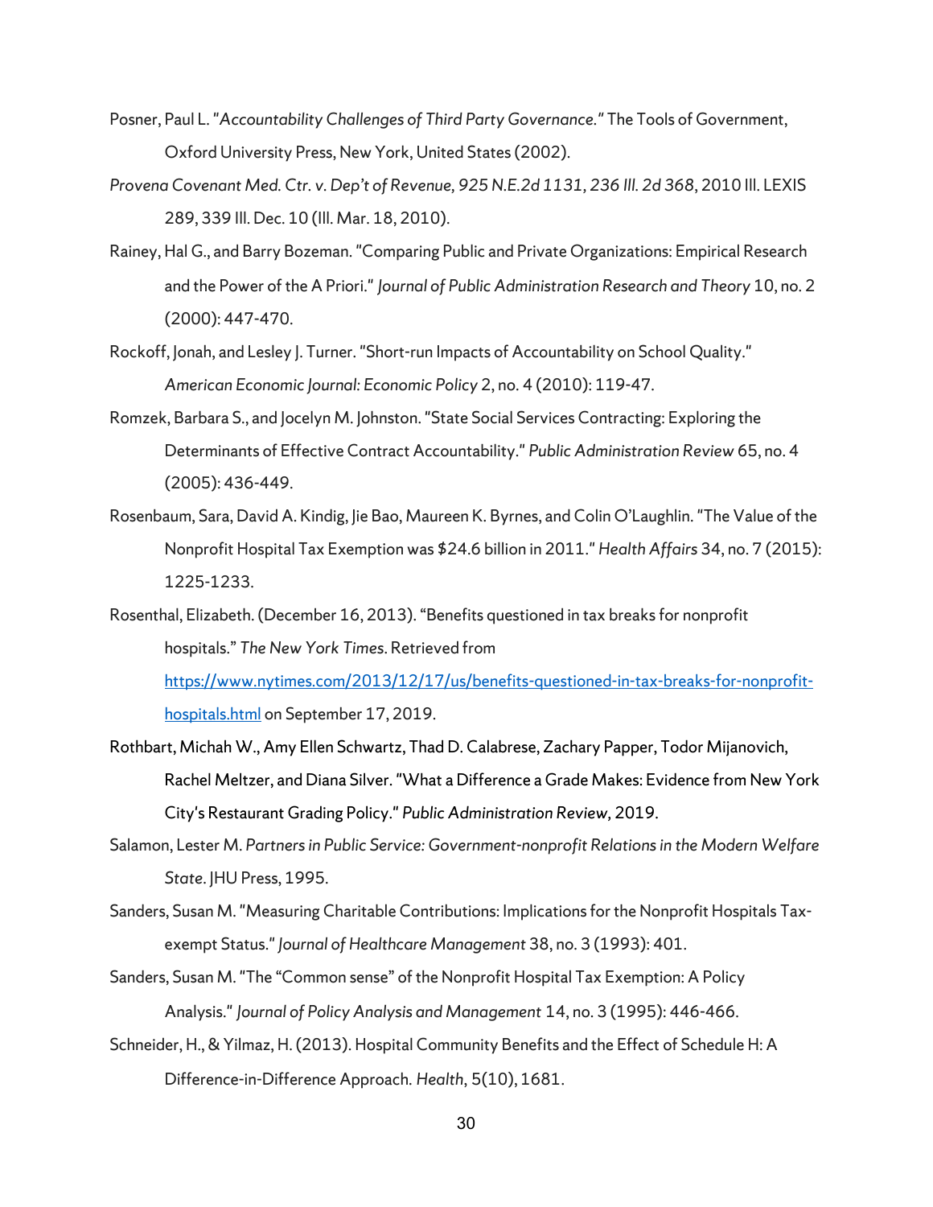Posner, Paul L. "*Accountability Challenges of Third Party Governance.*" The Tools of Government, Oxford University Press, New York, United States (2002).

*Provena Covenant Med. Ctr. v. Dep't of Revenue, 925 N.E.2d 1131, 236 Ill. 2d 368*, 2010 Ill. LEXIS 289, 339 Ill. Dec. 10 (Ill. Mar. 18, 2010).

Rainey, Hal G., and Barry Bozeman. "Comparing Public and Private Organizations: Empirical Research and the Power of the A Priori." *Journal of Public Administration Research and Theory* 10, no. 2 (2000): 447-470.

Rockoff, Jonah, and Lesley J. Turner. "Short-run Impacts of Accountability on School Quality." *American Economic Journal: Economic Policy* 2, no. 4 (2010): 119-47.

Romzek, Barbara S., and Jocelyn M. Johnston. "State Social Services Contracting: Exploring the Determinants of Effective Contract Accountability." *Public Administration Review* 65, no. 4 (2005): 436-449.

Rosenbaum, Sara, David A. Kindig, Jie Bao, Maureen K. Byrnes, and Colin O'Laughlin. "The Value of the Nonprofit Hospital Tax Exemption was $24.6 billion in 2011." *Health Affairs* 34, no. 7 (2015): 1225-1233.

Rosenthal, Elizabeth. (December 16, 2013). "Benefits questioned in tax breaks for nonprofit hospitals." *The New York Times*. Retrieved from https://www.nytimes.com/2013/12/17/us/benefits-questioned-in-tax-breaks-for-nonprofit-hospitals.html on September 17, 2019.

Rothbart, Michah W., Amy Ellen Schwartz, Thad D. Calabrese, Zachary Papper, Todor Mijanovich, Rachel Meltzer, and Diana Silver. "What a Difference a Grade Makes: Evidence from New York City's Restaurant Grading Policy." *Public Administration Review,* 2019.

Salamon, Lester M. *Partners in Public Service: Government-nonprofit Relations in the Modern Welfare State*. JHU Press, 1995.

Sanders, Susan M. "Measuring Charitable Contributions: Implications for the Nonprofit Hospitals Tax-exempt Status." *Journal of Healthcare Management* 38, no. 3 (1993): 401.

Sanders, Susan M. "The "Common sense" of the Nonprofit Hospital Tax Exemption: A Policy Analysis." *Journal of Policy Analysis and Management* 14, no. 3 (1995): 446-466.

Schneider, H., & Yilmaz, H. (2013). Hospital Community Benefits and the Effect of Schedule H: A Difference-in-Difference Approach. *Health*, 5(10), 1681.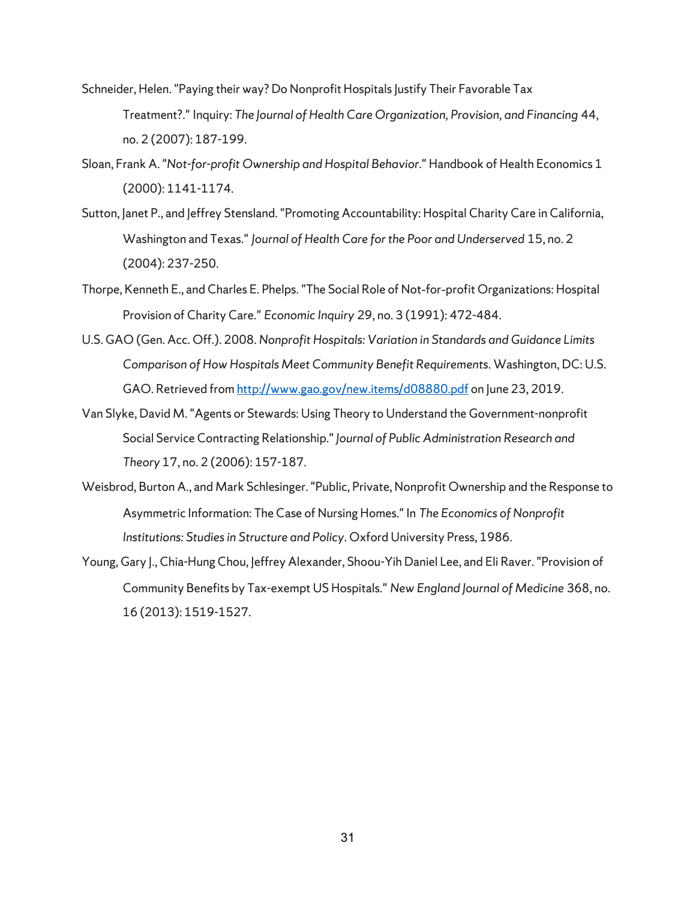Schneider, Helen. "Paying their way? Do Nonprofit Hospitals Justify Their Favorable Tax Treatment?." Inquiry: *The Journal of Health Care Organization, Provision, and Financing* 44, no. 2 (2007): 187-199.

Sloan, Frank A. "*Not-for-profit Ownership and Hospital Behavior*." Handbook of Health Economics 1 (2000): 1141-1174.

Sutton, Janet P., and Jeffrey Stensland. "Promoting Accountability: Hospital Charity Care in California, Washington and Texas." *Journal of Health Care for the Poor and Underserved* 15, no. 2 (2004): 237-250.

Thorpe, Kenneth E., and Charles E. Phelps. "The Social Role of Not-for-profit Organizations: Hospital Provision of Charity Care." *Economic Inquiry* 29, no. 3 (1991): 472-484.

U.S. GAO (Gen. Acc. Off.). 2008. *Nonprofit Hospitals: Variation in Standards and Guidance Limits Comparison of How Hospitals Meet Community Benefit Requirements*. Washington, DC: U.S. GAO. Retrieved from http://www.gao.gov/new.items/d08880.pdf on June 23, 2019.

Van Slyke, David M. "Agents or Stewards: Using Theory to Understand the Government-nonprofit Social Service Contracting Relationship." *Journal of Public Administration Research and Theory* 17, no. 2 (2006): 157-187.

Weisbrod, Burton A., and Mark Schlesinger. "Public, Private, Nonprofit Ownership and the Response to Asymmetric Information: The Case of Nursing Homes." In *The Economics of Nonprofit Institutions: Studies in Structure and Policy*. Oxford University Press, 1986.

Young, Gary J., Chia-Hung Chou, Jeffrey Alexander, Shoou-Yih Daniel Lee, and Eli Raver. "Provision of Community Benefits by Tax-exempt US Hospitals." *New England Journal of Medicine* 368, no. 16 (2013): 1519-1527.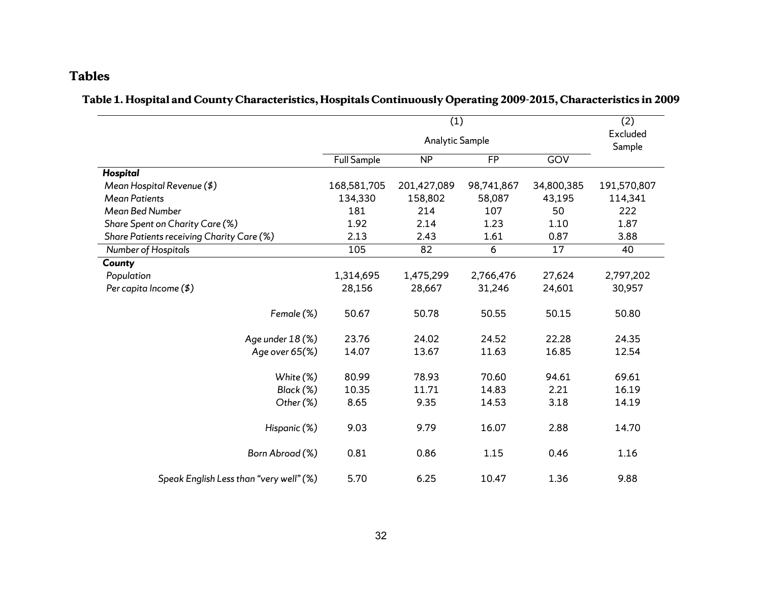# Tables

### Table 1. Hospital and County Characteristics, Hospitals Continuously Operating 2009-2015, Characteristics in 2009

| | (1) Analytic Sample | | | | (2) Excluded Sample |
|---|---|---|---|---|---|
| | Full Sample | NP | FP | GOV | |
| ***Hospital*** | | | | | |
| *Mean Hospital Revenue ($)* | 168,581,705 | 201,427,089 | 98,741,867 | 34,800,385 | 191,570,807 |
| *Mean Patients* | 134,330 | 158,802 | 58,087 | 43,195 | 114,341 |
| *Mean Bed Number* | 181 | 214 | 107 | 50 | 222 |
| *Share Spent on Charity Care (%)* | 1.92 | 2.14 | 1.23 | 1.10 | 1.87 |
| *Share Patients receiving Charity Care (%)* | 2.13 | 2.43 | 1.61 | 0.87 | 3.88 |
| *Number of Hospitals* | 105 | 82 | 6 | 17 | 40 |
| ***County*** | | | | | |
| *Population* | 1,314,695 | 1,475,299 | 2,766,476 | 27,624 | 2,797,202 |
| *Per capita Income ($)* | 28,156 | 28,667 | 31,246 | 24,601 | 30,957 |
| *Female (%)* | 50.67 | 50.78 | 50.55 | 50.15 | 50.80 |
| *Age under 18 (%)* | 23.76 | 24.02 | 24.52 | 22.28 | 24.35 |
| *Age over 65(%)* | 14.07 | 13.67 | 11.63 | 16.85 | 12.54 |
| *White (%)* | 80.99 | 78.93 | 70.60 | 94.61 | 69.61 |
| *Black (%)* | 10.35 | 11.71 | 14.83 | 2.21 | 16.19 |
| *Other (%)* | 8.65 | 9.35 | 14.53 | 3.18 | 14.19 |
| *Hispanic (%)* | 9.03 | 9.79 | 16.07 | 2.88 | 14.70 |
| *Born Abroad (%)* | 0.81 | 0.86 | 1.15 | 0.46 | 1.16 |
| *Speak English Less than "very well" (%)* | 5.70 | 6.25 | 10.47 | 1.36 | 9.88 |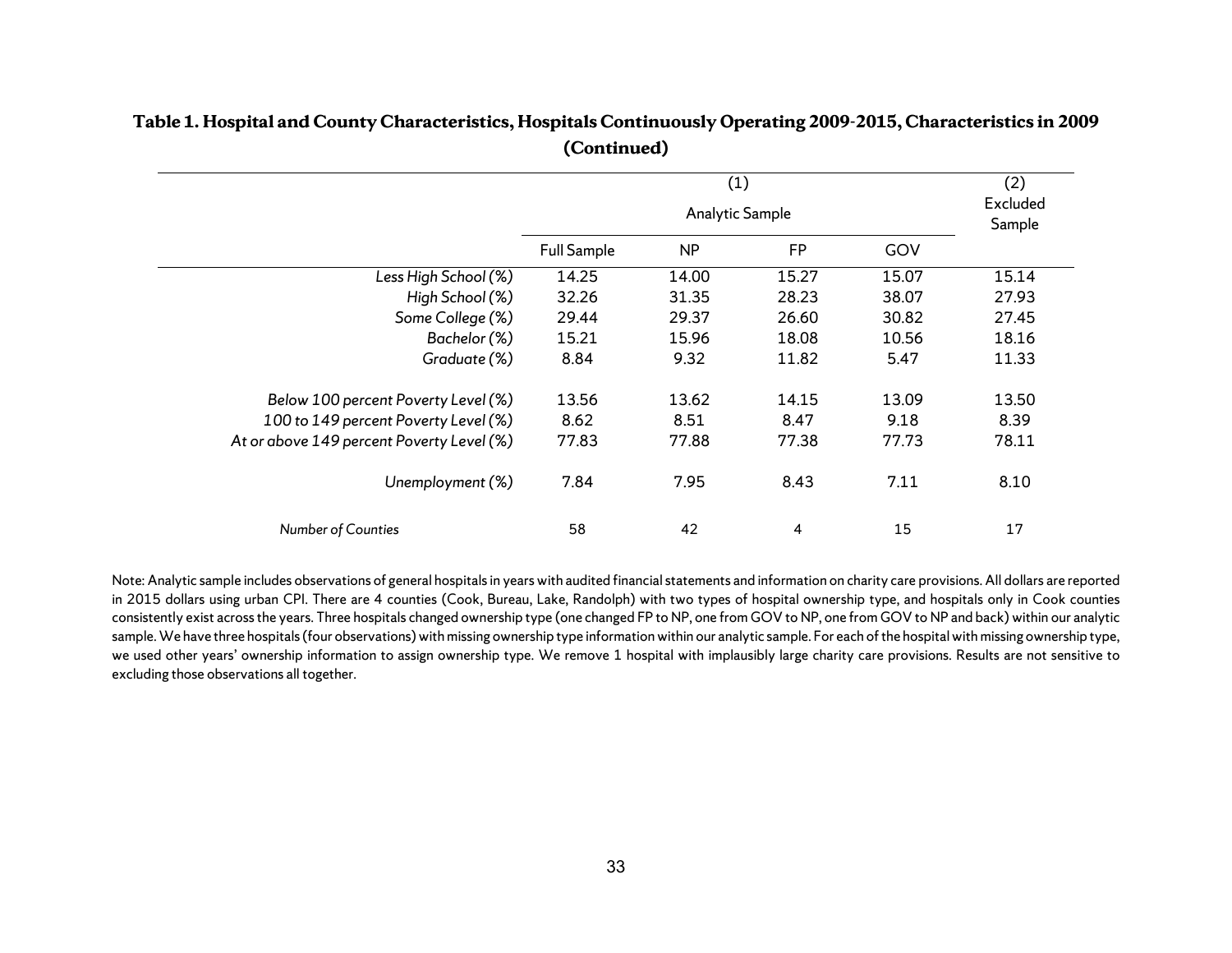**Table 1. Hospital and County Characteristics, Hospitals Continuously Operating 2009-2015, Characteristics in 2009 (Continued)**

| | (1) | | | | (2) |
|---|---|---|---|---|---|
| | Analytic Sample | | | | Excluded Sample |
| | Full Sample | NP | FP | GOV | |
| *Less High School (%)* | 14.25 | 14.00 | 15.27 | 15.07 | 15.14 |
| *High School (%)* | 32.26 | 31.35 | 28.23 | 38.07 | 27.93 |
| *Some College (%)* | 29.44 | 29.37 | 26.60 | 30.82 | 27.45 |
| *Bachelor (%)* | 15.21 | 15.96 | 18.08 | 10.56 | 18.16 |
| *Graduate (%)* | 8.84 | 9.32 | 11.82 | 5.47 | 11.33 |
| *Below 100 percent Poverty Level (%)* | 13.56 | 13.62 | 14.15 | 13.09 | 13.50 |
| *100 to 149 percent Poverty Level (%)* | 8.62 | 8.51 | 8.47 | 9.18 | 8.39 |
| *At or above 149 percent Poverty Level (%)* | 77.83 | 77.88 | 77.38 | 77.73 | 78.11 |
| *Unemployment (%)* | 7.84 | 7.95 | 8.43 | 7.11 | 8.10 |
| *Number of Counties* | 58 | 42 | 4 | 15 | 17 |

Note: Analytic sample includes observations of general hospitals in years with audited financial statements and information on charity care provisions. All dollars are reported in 2015 dollars using urban CPI. There are 4 counties (Cook, Bureau, Lake, Randolph) with two types of hospital ownership type, and hospitals only in Cook counties consistently exist across the years. Three hospitals changed ownership type (one changed FP to NP, one from GOV to NP, one from GOV to NP and back) within our analytic sample. We have three hospitals (four observations) with missing ownership type information within our analytic sample. For each of the hospital with missing ownership type, we used other years' ownership information to assign ownership type. We remove 1 hospital with implausibly large charity care provisions. Results are not sensitive to excluding those observations all together.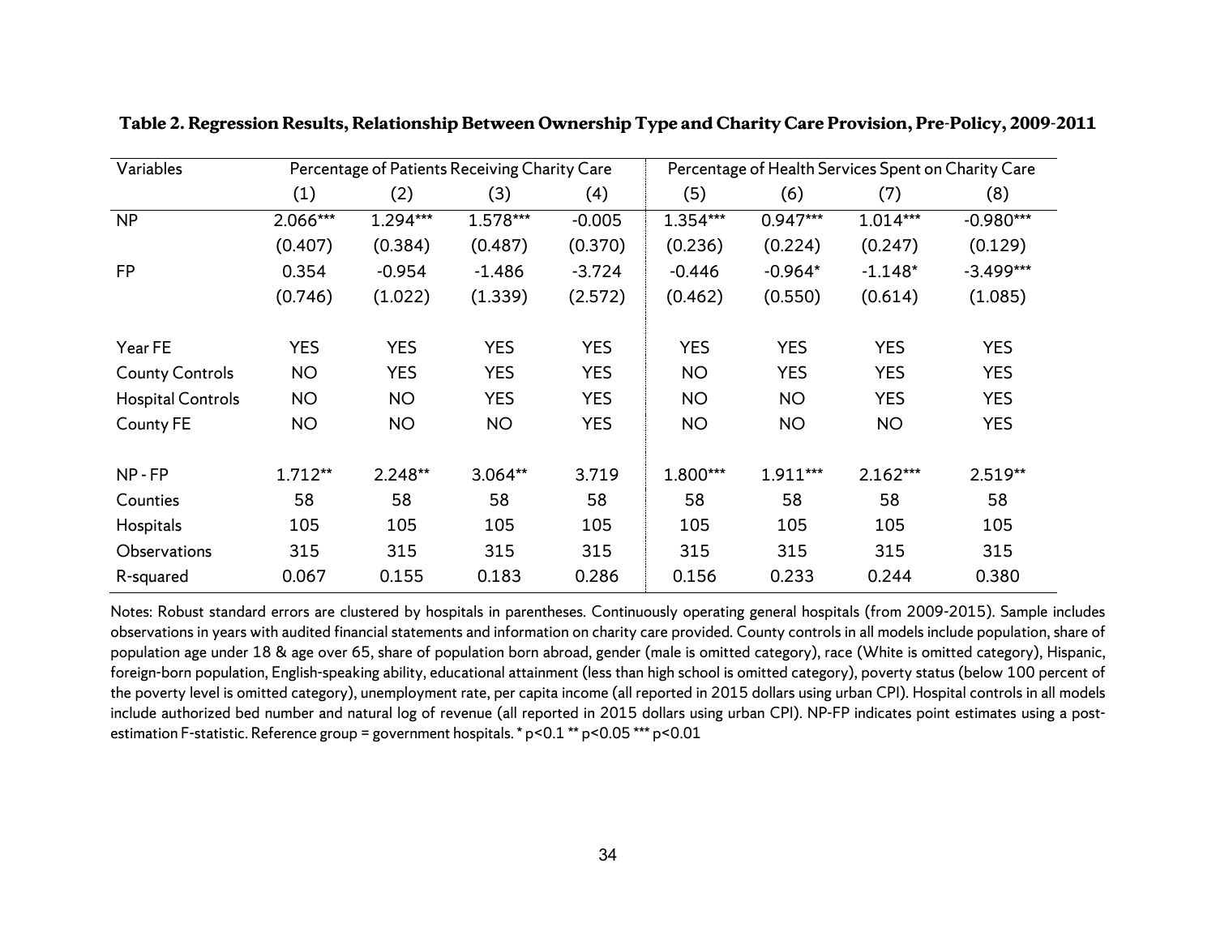**Table 2. Regression Results, Relationship Between Ownership Type and Charity Care Provision, Pre-Policy, 2009-2011**

| Variables | Percentage of Patients Receiving Charity Care | | | | Percentage of Health Services Spent on Charity Care | | | |
|---|---|---|---|---|---|---|---|---|
| | (1) | (2) | (3) | (4) | (5) | (6) | (7) | (8) |
| NP | 2.066*** | 1.294*** | 1.578*** | -0.005 | 1.354*** | 0.947*** | 1.014*** | -0.980*** |
| | (0.407) | (0.384) | (0.487) | (0.370) | (0.236) | (0.224) | (0.247) | (0.129) |
| FP | 0.354 | -0.954 | -1.486 | -3.724 | -0.446 | -0.964* | -1.148* | -3.499*** |
| | (0.746) | (1.022) | (1.339) | (2.572) | (0.462) | (0.550) | (0.614) | (1.085) |
| Year FE | YES | YES | YES | YES | YES | YES | YES | YES |
| County Controls | NO | YES | YES | YES | NO | YES | YES | YES |
| Hospital Controls | NO | NO | YES | YES | NO | NO | YES | YES |
| County FE | NO | NO | NO | YES | NO | NO | NO | YES |
| NP - FP | 1.712** | 2.248** | 3.064** | 3.719 | 1.800*** | 1.911*** | 2.162*** | 2.519** |
| Counties | 58 | 58 | 58 | 58 | 58 | 58 | 58 | 58 |
| Hospitals | 105 | 105 | 105 | 105 | 105 | 105 | 105 | 105 |
| Observations | 315 | 315 | 315 | 315 | 315 | 315 | 315 | 315 |
| R-squared | 0.067 | 0.155 | 0.183 | 0.286 | 0.156 | 0.233 | 0.244 | 0.380 |

Notes: Robust standard errors are clustered by hospitals in parentheses. Continuously operating general hospitals (from 2009-2015). Sample includes observations in years with audited financial statements and information on charity care provided. County controls in all models include population, share of population age under 18 & age over 65, share of population born abroad, gender (male is omitted category), race (White is omitted category), Hispanic, foreign-born population, English-speaking ability, educational attainment (less than high school is omitted category), poverty status (below 100 percent of the poverty level is omitted category), unemployment rate, per capita income (all reported in 2015 dollars using urban CPI). Hospital controls in all models include authorized bed number and natural log of revenue (all reported in 2015 dollars using urban CPI). NP-FP indicates point estimates using a post-estimation F-statistic. Reference group = government hospitals. * $p<0.1$ ** $p<0.05$ *** $p<0.01$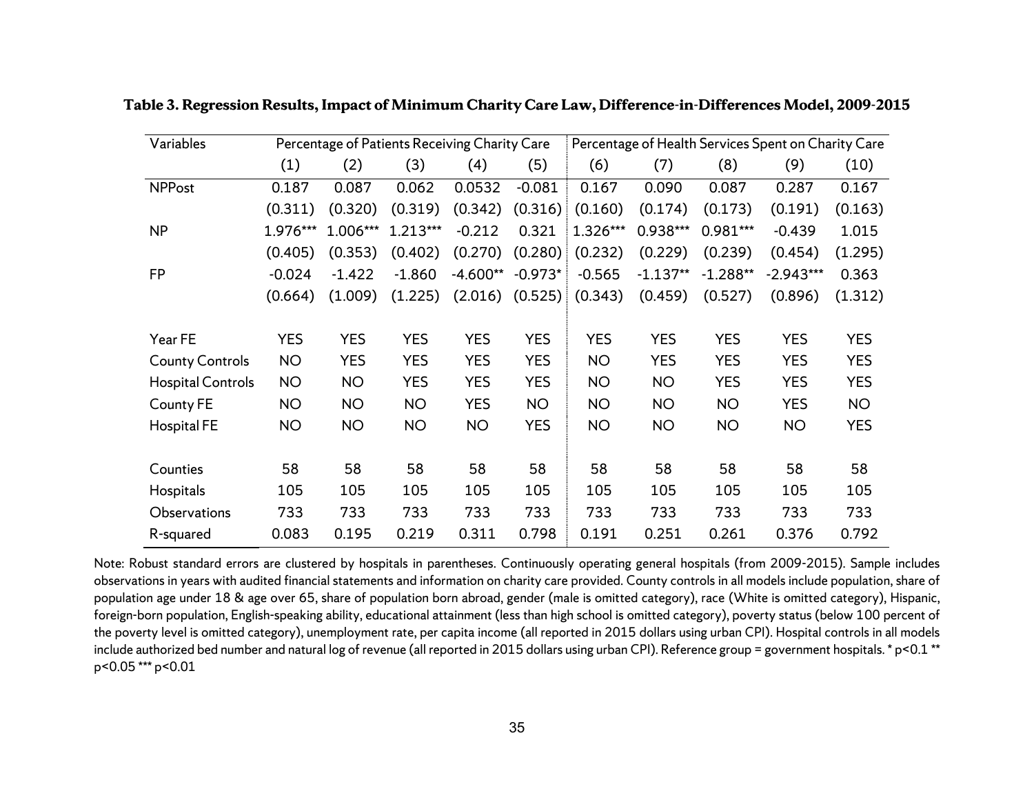**Table 3. Regression Results, Impact of Minimum Charity Care Law, Difference-in-Differences Model, 2009-2015**

| Variables | Percentage of Patients Receiving Charity Care | | | | | Percentage of Health Services Spent on Charity Care | | | | |
|---|---|---|---|---|---|---|---|---|---|---|
| | (1) | (2) | (3) | (4) | (5) | (6) | (7) | (8) | (9) | (10) |
| NPPost | 0.187 | 0.087 | 0.062 | 0.0532 | -0.081 | 0.167 | 0.090 | 0.087 | 0.287 | 0.167 |
| | (0.311) | (0.320) | (0.319) | (0.342) | (0.316) | (0.160) | (0.174) | (0.173) | (0.191) | (0.163) |
| NP | 1.976*** | 1.006*** | 1.213*** | -0.212 | 0.321 | 1.326*** | 0.938*** | 0.981*** | -0.439 | 1.015 |
| | (0.405) | (0.353) | (0.402) | (0.270) | (0.280) | (0.232) | (0.229) | (0.239) | (0.454) | (1.295) |
| FP | -0.024 | -1.422 | -1.860 | -4.600** | -0.973* | -0.565 | -1.137** | -1.288** | -2.943*** | 0.363 |
| | (0.664) | (1.009) | (1.225) | (2.016) | (0.525) | (0.343) | (0.459) | (0.527) | (0.896) | (1.312) |
| Year FE | YES | YES | YES | YES | YES | YES | YES | YES | YES | YES |
| County Controls | NO | YES | YES | YES | YES | NO | YES | YES | YES | YES |
| Hospital Controls | NO | NO | YES | YES | YES | NO | NO | YES | YES | YES |
| County FE | NO | NO | NO | YES | NO | NO | NO | NO | YES | NO |
| Hospital FE | NO | NO | NO | NO | YES | NO | NO | NO | NO | YES |
| Counties | 58 | 58 | 58 | 58 | 58 | 58 | 58 | 58 | 58 | 58 |
| Hospitals | 105 | 105 | 105 | 105 | 105 | 105 | 105 | 105 | 105 | 105 |
| Observations | 733 | 733 | 733 | 733 | 733 | 733 | 733 | 733 | 733 | 733 |
| R-squared | 0.083 | 0.195 | 0.219 | 0.311 | 0.798 | 0.191 | 0.251 | 0.261 | 0.376 | 0.792 |

Note: Robust standard errors are clustered by hospitals in parentheses. Continuously operating general hospitals (from 2009-2015). Sample includes observations in years with audited financial statements and information on charity care provided. County controls in all models include population, share of population age under 18 & age over 65, share of population born abroad, gender (male is omitted category), race (White is omitted category), Hispanic, foreign-born population, English-speaking ability, educational attainment (less than high school is omitted category), poverty status (below 100 percent of the poverty level is omitted category), unemployment rate, per capita income (all reported in 2015 dollars using urban CPI). Hospital controls in all models include authorized bed number and natural log of revenue (all reported in 2015 dollars using urban CPI). Reference group = government hospitals. * p<0.1 ** p<0.05 *** p<0.01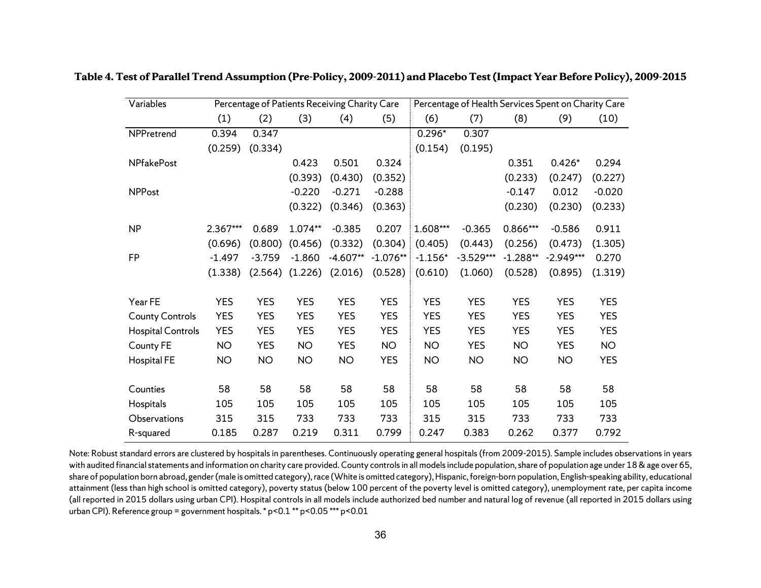**Table 4. Test of Parallel Trend Assumption (Pre-Policy, 2009-2011) and Placebo Test (Impact Year Before Policy), 2009-2015**

| Variables | Percentage of Patients Receiving Charity Care | | | | | Percentage of Health Services Spent on Charity Care | | | | |
|---|---|---|---|---|---|---|---|---|---|---|
| | (1) | (2) | (3) | (4) | (5) | (6) | (7) | (8) | (9) | (10) |
| NPPretrend | 0.394 | 0.347 | | | | 0.296* | 0.307 | | | |
| | (0.259) | (0.334) | | | | (0.154) | (0.195) | | | |
| NPfakePost | | | 0.423 | 0.501 | 0.324 | | | 0.351 | 0.426* | 0.294 |
| | | | (0.393) | (0.430) | (0.352) | | | (0.233) | (0.247) | (0.227) |
| NPPost | | | -0.220 | -0.271 | -0.288 | | | -0.147 | 0.012 | -0.020 |
| | | | (0.322) | (0.346) | (0.363) | | | (0.230) | (0.230) | (0.233) |
| NP | 2.367*** | 0.689 | 1.074** | -0.385 | 0.207 | 1.608*** | -0.365 | 0.866*** | -0.586 | 0.911 |
| | (0.696) | (0.800) | (0.456) | (0.332) | (0.304) | (0.405) | (0.443) | (0.256) | (0.473) | (1.305) |
| FP | -1.497 | -3.759 | -1.860 | -4.607** | -1.076** | -1.156* | -3.529*** | -1.288** | -2.949*** | 0.270 |
| | (1.338) | (2.564) | (1.226) | (2.016) | (0.528) | (0.610) | (1.060) | (0.528) | (0.895) | (1.319) |
| Year FE | YES | YES | YES | YES | YES | YES | YES | YES | YES | YES |
| County Controls | YES | YES | YES | YES | YES | YES | YES | YES | YES | YES |
| Hospital Controls | YES | YES | YES | YES | YES | YES | YES | YES | YES | YES |
| County FE | NO | YES | NO | YES | NO | NO | YES | NO | YES | NO |
| Hospital FE | NO | NO | NO | NO | YES | NO | NO | NO | NO | YES |
| Counties | 58 | 58 | 58 | 58 | 58 | 58 | 58 | 58 | 58 | 58 |
| Hospitals | 105 | 105 | 105 | 105 | 105 | 105 | 105 | 105 | 105 | 105 |
| Observations | 315 | 315 | 733 | 733 | 733 | 315 | 315 | 733 | 733 | 733 |
| R-squared | 0.185 | 0.287 | 0.219 | 0.311 | 0.799 | 0.247 | 0.383 | 0.262 | 0.377 | 0.792 |

Note: Robust standard errors are clustered by hospitals in parentheses. Continuously operating general hospitals (from 2009-2015). Sample includes observations in years with audited financial statements and information on charity care provided. County controls in all models include population, share of population age under 18 & age over 65, share of population born abroad, gender (male is omitted category), race (White is omitted category), Hispanic, foreign-born population, English-speaking ability, educational attainment (less than high school is omitted category), poverty status (below 100 percent of the poverty level is omitted category), unemployment rate, per capita income (all reported in 2015 dollars using urban CPI). Hospital controls in all models include authorized bed number and natural log of revenue (all reported in 2015 dollars using urban CPI). Reference group = government hospitals. * p<0.1 ** p<0.05 *** p<0.01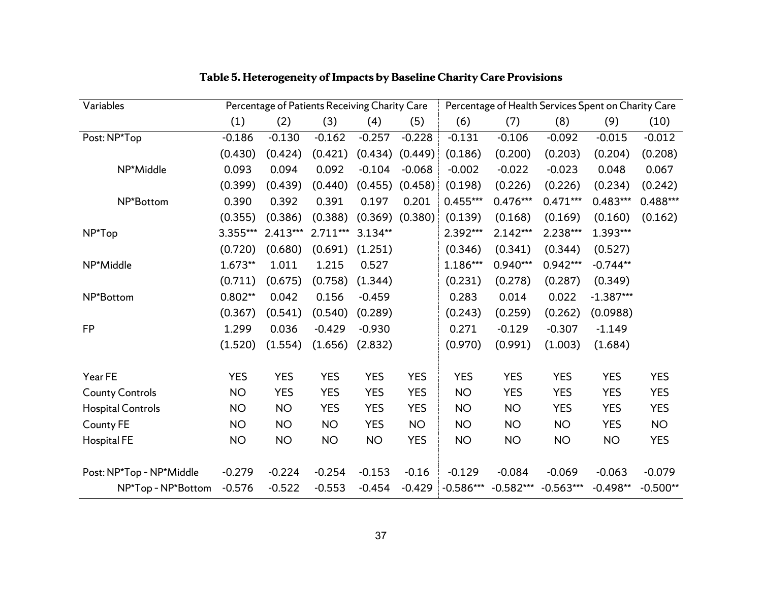**Table 5. Heterogeneity of Impacts by Baseline Charity Care Provisions**

| Variables | Percentage of Patients Receiving Charity Care | | | | | Percentage of Health Services Spent on Charity Care | | | | |
|---|---|---|---|---|---|---|---|---|---|---|
| | (1) | (2) | (3) | (4) | (5) | (6) | (7) | (8) | (9) | (10) |
| Post: NP*Top | -0.186 | -0.130 | -0.162 | -0.257 | -0.228 | -0.131 | -0.106 | -0.092 | -0.015 | -0.012 |
| | (0.430) | (0.424) | (0.421) | (0.434) | (0.449) | (0.186) | (0.200) | (0.203) | (0.204) | (0.208) |
| NP*Middle | 0.093 | 0.094 | 0.092 | -0.104 | -0.068 | -0.002 | -0.022 | -0.023 | 0.048 | 0.067 |
| | (0.399) | (0.439) | (0.440) | (0.455) | (0.458) | (0.198) | (0.226) | (0.226) | (0.234) | (0.242) |
| NP*Bottom | 0.390 | 0.392 | 0.391 | 0.197 | 0.201 | 0.455*** | 0.476*** | 0.471*** | 0.483*** | 0.488*** |
| | (0.355) | (0.386) | (0.388) | (0.369) | (0.380) | (0.139) | (0.168) | (0.169) | (0.160) | (0.162) |
| NP*Top | 3.355*** | 2.413*** | 2.711*** | 3.134** | | 2.392*** | 2.142*** | 2.238*** | 1.393*** | |
| | (0.720) | (0.680) | (0.691) | (1.251) | | (0.346) | (0.341) | (0.344) | (0.527) | |
| NP*Middle | 1.673** | 1.011 | 1.215 | 0.527 | | 1.186*** | 0.940*** | 0.942*** | -0.744** | |
| | (0.711) | (0.675) | (0.758) | (1.344) | | (0.231) | (0.278) | (0.287) | (0.349) | |
| NP*Bottom | 0.802** | 0.042 | 0.156 | -0.459 | | 0.283 | 0.014 | 0.022 | -1.387*** | |
| | (0.367) | (0.541) | (0.540) | (0.289) | | (0.243) | (0.259) | (0.262) | (0.0988) | |
| FP | 1.299 | 0.036 | -0.429 | -0.930 | | 0.271 | -0.129 | -0.307 | -1.149 | |
| | (1.520) | (1.554) | (1.656) | (2.832) | | (0.970) | (0.991) | (1.003) | (1.684) | |
| Year FE | YES | YES | YES | YES | YES | YES | YES | YES | YES | YES |
| County Controls | NO | YES | YES | YES | YES | NO | YES | YES | YES | YES |
| Hospital Controls | NO | NO | YES | YES | YES | NO | NO | YES | YES | YES |
| County FE | NO | NO | NO | YES | NO | NO | NO | NO | YES | NO |
| Hospital FE | NO | NO | NO | NO | YES | NO | NO | NO | NO | YES |
| Post: NP*Top - NP*Middle | -0.279 | -0.224 | -0.254 | -0.153 | -0.16 | -0.129 | -0.084 | -0.069 | -0.063 | -0.079 |
| NP*Top - NP*Bottom | -0.576 | -0.522 | -0.553 | -0.454 | -0.429 | -0.586*** | -0.582*** | -0.563*** | -0.498** | -0.500** |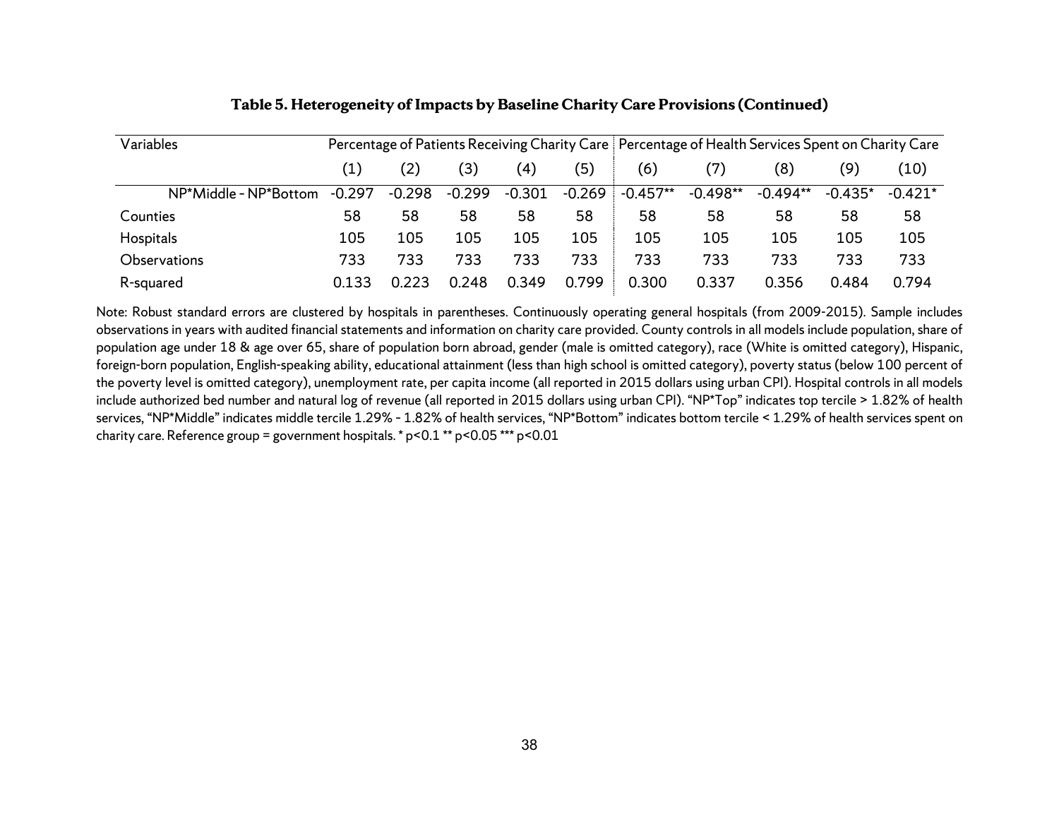**Table 5. Heterogeneity of Impacts by Baseline Charity Care Provisions (Continued)**

| Variables | Percentage of Patients Receiving Charity Care | | | | | Percentage of Health Services Spent on Charity Care | | | | |
|---|---|---|---|---|---|---|---|---|---|---|
| | (1) | (2) | (3) | (4) | (5) | (6) | (7) | (8) | (9) | (10) |
| NP*Middle - NP*Bottom | -0.297 | -0.298 | -0.299 | -0.301 | -0.269 | -0.457** | -0.498** | -0.494** | -0.435* | -0.421* |
| Counties | 58 | 58 | 58 | 58 | 58 | 58 | 58 | 58 | 58 | 58 |
| Hospitals | 105 | 105 | 105 | 105 | 105 | 105 | 105 | 105 | 105 | 105 |
| Observations | 733 | 733 | 733 | 733 | 733 | 733 | 733 | 733 | 733 | 733 |
| R-squared | 0.133 | 0.223 | 0.248 | 0.349 | 0.799 | 0.300 | 0.337 | 0.356 | 0.484 | 0.794 |

Note: Robust standard errors are clustered by hospitals in parentheses. Continuously operating general hospitals (from 2009-2015). Sample includes observations in years with audited financial statements and information on charity care provided. County controls in all models include population, share of population age under 18 & age over 65, share of population born abroad, gender (male is omitted category), race (White is omitted category), Hispanic, foreign-born population, English-speaking ability, educational attainment (less than high school is omitted category), poverty status (below 100 percent of the poverty level is omitted category), unemployment rate, per capita income (all reported in 2015 dollars using urban CPI). Hospital controls in all models include authorized bed number and natural log of revenue (all reported in 2015 dollars using urban CPI). "NP*Top" indicates top tercile > 1.82% of health services, "NP*Middle" indicates middle tercile 1.29% - 1.82% of health services, "NP*Bottom" indicates bottom tercile < 1.29% of health services spent on charity care. Reference group = government hospitals. * p<0.1 ** p<0.05 *** p<0.01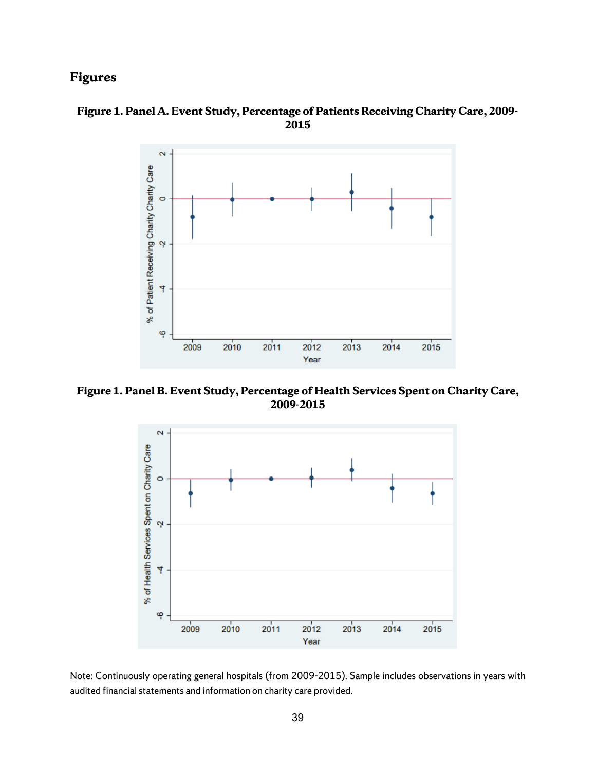## Figures

**Figure 1. Panel A. Event Study, Percentage of Patients Receiving Charity Care, 2009-2015**

**Figure 1. Panel B. Event Study, Percentage of Health Services Spent on Charity Care, 2009-2015**

Note: Continuously operating general hospitals (from 2009-2015). Sample includes observations in years with audited financial statements and information on charity care provided.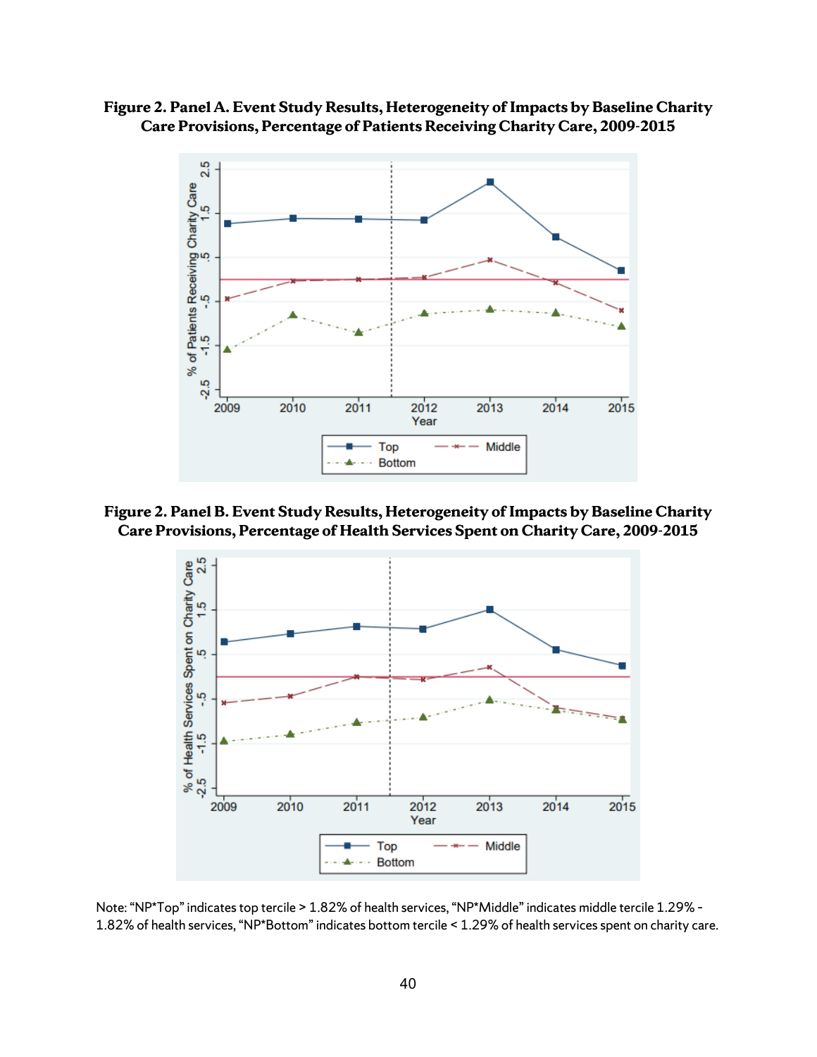**Figure 2. Panel A. Event Study Results, Heterogeneity of Impacts by Baseline Charity Care Provisions, Percentage of Patients Receiving Charity Care, 2009-2015**

**Figure 2. Panel B. Event Study Results, Heterogeneity of Impacts by Baseline Charity Care Provisions, Percentage of Health Services Spent on Charity Care, 2009-2015**

Note: "NP*Top" indicates top tercile > 1.82% of health services, "NP*Middle" indicates middle tercile 1.29% - 1.82% of health services, "NP*Bottom" indicates bottom tercile < 1.29% of health services spent on charity care.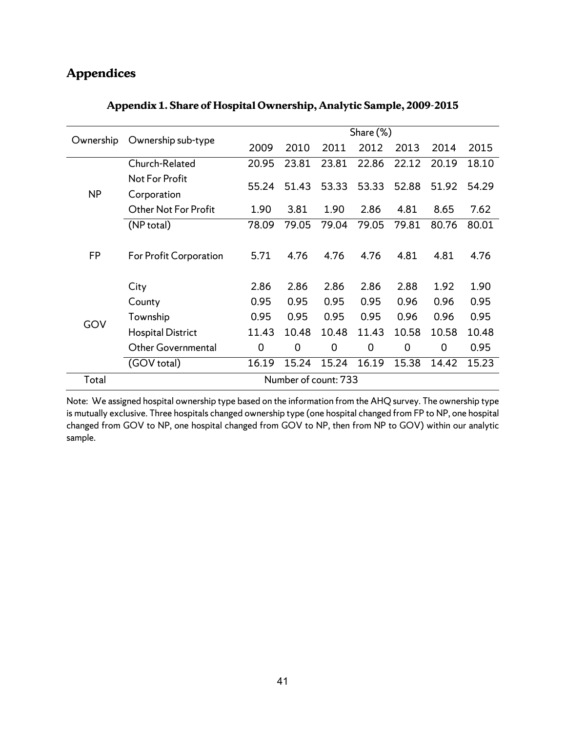## Appendices

### Appendix 1. Share of Hospital Ownership, Analytic Sample, 2009-2015

| Ownership | Ownership sub-type | Share (%) | | | | | | |
|---|---|---|---|---|---|---|---|---|
| | | 2009 | 2010 | 2011 | 2012 | 2013 | 2014 | 2015 |
| NP | Church-Related | 20.95 | 23.81 | 23.81 | 22.86 | 22.12 | 20.19 | 18.10 |
| | Not For Profit Corporation | 55.24 | 51.43 | 53.33 | 53.33 | 52.88 | 51.92 | 54.29 |
| | Other Not For Profit | 1.90 | 3.81 | 1.90 | 2.86 | 4.81 | 8.65 | 7.62 |
| | (NP total) | 78.09 | 79.05 | 79.04 | 79.05 | 79.81 | 80.76 | 80.01 |
| FP | For Profit Corporation | 5.71 | 4.76 | 4.76 | 4.76 | 4.81 | 4.81 | 4.76 |
| GOV | City | 2.86 | 2.86 | 2.86 | 2.86 | 2.88 | 1.92 | 1.90 |
| | County | 0.95 | 0.95 | 0.95 | 0.95 | 0.96 | 0.96 | 0.95 |
| | Township | 0.95 | 0.95 | 0.95 | 0.95 | 0.96 | 0.96 | 0.95 |
| | Hospital District | 11.43 | 10.48 | 10.48 | 11.43 | 10.58 | 10.58 | 10.48 |
| | Other Governmental | 0 | 0 | 0 | 0 | 0 | 0 | 0.95 |
| | (GOV total) | 16.19 | 15.24 | 15.24 | 16.19 | 15.38 | 14.42 | 15.23 |
| Total | | Number of count: 733 | | | | | | |

Note: We assigned hospital ownership type based on the information from the AHQ survey. The ownership type is mutually exclusive. Three hospitals changed ownership type (one hospital changed from FP to NP, one hospital changed from GOV to NP, one hospital changed from GOV to NP, then from NP to GOV) within our analytic sample.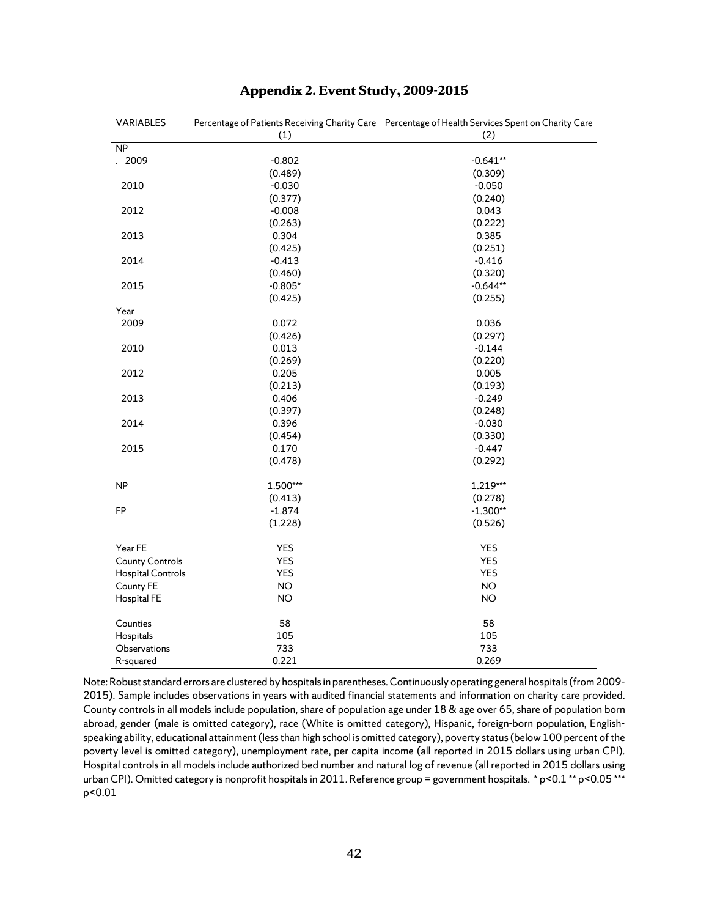## Appendix 2. Event Study, 2009-2015

| VARIABLES | Percentage of Patients Receiving Charity Care | Percentage of Health Services Spent on Charity Care |
|---|---|---|
| | (1) | (2) |
| NP | | |
| . 2009 | -0.802 | -0.641** |
| | (0.489) | (0.309) |
| 2010 | -0.030 | -0.050 |
| | (0.377) | (0.240) |
| 2012 | -0.008 | 0.043 |
| | (0.263) | (0.222) |
| 2013 | 0.304 | 0.385 |
| | (0.425) | (0.251) |
| 2014 | -0.413 | -0.416 |
| | (0.460) | (0.320) |
| 2015 | -0.805* | -0.644** |
| | (0.425) | (0.255) |
| Year | | |
| 2009 | 0.072 | 0.036 |
| | (0.426) | (0.297) |
| 2010 | 0.013 | -0.144 |
| | (0.269) | (0.220) |
| 2012 | 0.205 | 0.005 |
| | (0.213) | (0.193) |
| 2013 | 0.406 | -0.249 |
| | (0.397) | (0.248) |
| 2014 | 0.396 | -0.030 |
| | (0.454) | (0.330) |
| 2015 | 0.170 | -0.447 |
| | (0.478) | (0.292) |
| NP | 1.500*** | 1.219*** |
| | (0.413) | (0.278) |
| FP | -1.874 | -1.300** |
| | (1.228) | (0.526) |
| Year FE | YES | YES |
| County Controls | YES | YES |
| Hospital Controls | YES | YES |
| County FE | NO | NO |
| Hospital FE | NO | NO |
| Counties | 58 | 58 |
| Hospitals | 105 | 105 |
| Observations | 733 | 733 |
| R-squared | 0.221 | 0.269 |

Note: Robust standard errors are clustered by hospitals in parentheses. Continuously operating general hospitals (from 2009-2015). Sample includes observations in years with audited financial statements and information on charity care provided. County controls in all models include population, share of population age under 18 & age over 65, share of population born abroad, gender (male is omitted category), race (White is omitted category), Hispanic, foreign-born population, English-speaking ability, educational attainment (less than high school is omitted category), poverty status (below 100 percent of the poverty level is omitted category), unemployment rate, per capita income (all reported in 2015 dollars using urban CPI). Hospital controls in all models include authorized bed number and natural log of revenue (all reported in 2015 dollars using urban CPI). Omitted category is nonprofit hospitals in 2011. Reference group = government hospitals. * p<0.1 ** p<0.05 *** p<0.01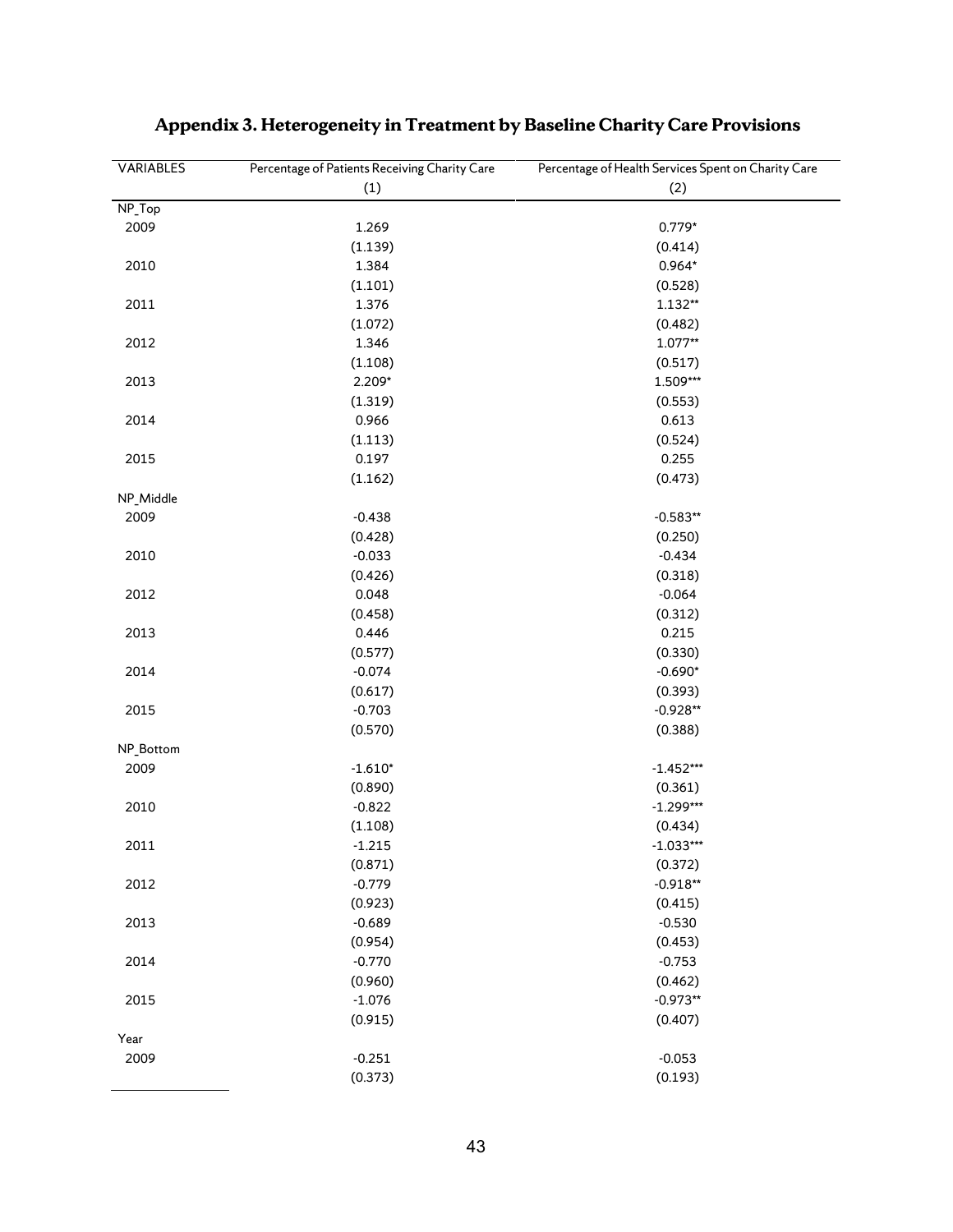# Appendix 3. Heterogeneity in Treatment by Baseline Charity Care Provisions

| VARIABLES | Percentage of Patients Receiving Charity Care | Percentage of Health Services Spent on Charity Care |
|---|---|---|
| | (1) | (2) |
| NP_Top | | |
| 2009 | 1.269 | 0.779* |
| | (1.139) | (0.414) |
| 2010 | 1.384 | 0.964* |
| | (1.101) | (0.528) |
| 2011 | 1.376 | 1.132** |
| | (1.072) | (0.482) |
| 2012 | 1.346 | 1.077** |
| | (1.108) | (0.517) |
| 2013 | 2.209* | 1.509*** |
| | (1.319) | (0.553) |
| 2014 | 0.966 | 0.613 |
| | (1.113) | (0.524) |
| 2015 | 0.197 | 0.255 |
| | (1.162) | (0.473) |
| NP_Middle | | |
| 2009 | -0.438 | -0.583** |
| | (0.428) | (0.250) |
| 2010 | -0.033 | -0.434 |
| | (0.426) | (0.318) |
| 2012 | 0.048 | -0.064 |
| | (0.458) | (0.312) |
| 2013 | 0.446 | 0.215 |
| | (0.577) | (0.330) |
| 2014 | -0.074 | -0.690* |
| | (0.617) | (0.393) |
| 2015 | -0.703 | -0.928** |
| | (0.570) | (0.388) |
| NP_Bottom | | |
| 2009 | -1.610* | -1.452*** |
| | (0.890) | (0.361) |
| 2010 | -0.822 | -1.299*** |
| | (1.108) | (0.434) |
| 2011 | -1.215 | -1.033*** |
| | (0.871) | (0.372) |
| 2012 | -0.779 | -0.918** |
| | (0.923) | (0.415) |
| 2013 | -0.689 | -0.530 |
| | (0.954) | (0.453) |
| 2014 | -0.770 | -0.753 |
| | (0.960) | (0.462) |
| 2015 | -1.076 | -0.973** |
| | (0.915) | (0.407) |
| Year | | |
| 2009 | -0.251 | -0.053 |
| | (0.373) | (0.193) |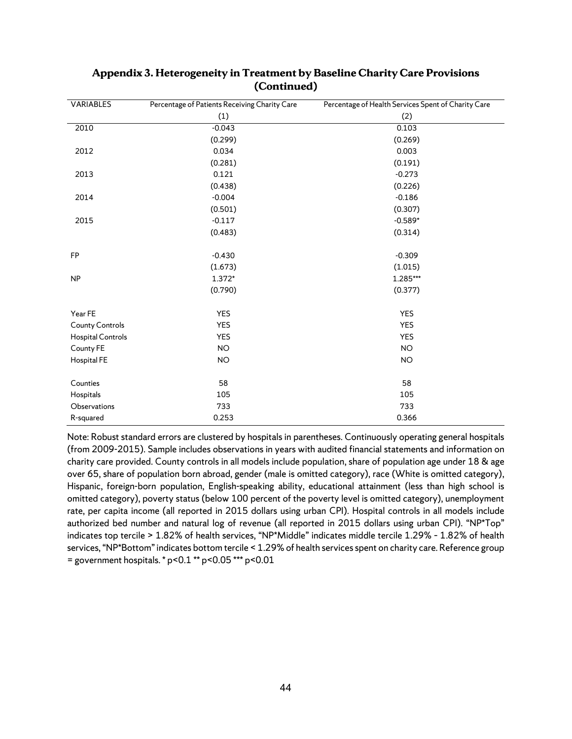## Appendix 3. Heterogeneity in Treatment by Baseline Charity Care Provisions (Continued)

| VARIABLES | Percentage of Patients Receiving Charity Care | Percentage of Health Services Spent of Charity Care |
|---|---|---|
| | (1) | (2) |
| 2010 | -0.043 | 0.103 |
| | (0.299) | (0.269) |
| 2012 | 0.034 | 0.003 |
| | (0.281) | (0.191) |
| 2013 | 0.121 | -0.273 |
| | (0.438) | (0.226) |
| 2014 | -0.004 | -0.186 |
| | (0.501) | (0.307) |
| 2015 | -0.117 | -0.589* |
| | (0.483) | (0.314) |
| | | |
| FP | -0.430 | -0.309 |
| | (1.673) | (1.015) |
| NP | 1.372* | 1.285*** |
| | (0.790) | (0.377) |
| | | |
| Year FE | YES | YES |
| County Controls | YES | YES |
| Hospital Controls | YES | YES |
| County FE | NO | NO |
| Hospital FE | NO | NO |
| | | |
| Counties | 58 | 58 |
| Hospitals | 105 | 105 |
| Observations | 733 | 733 |
| R-squared | 0.253 | 0.366 |

Note: Robust standard errors are clustered by hospitals in parentheses. Continuously operating general hospitals (from 2009-2015). Sample includes observations in years with audited financial statements and information on charity care provided. County controls in all models include population, share of population age under 18 & age over 65, share of population born abroad, gender (male is omitted category), race (White is omitted category), Hispanic, foreign-born population, English-speaking ability, educational attainment (less than high school is omitted category), poverty status (below 100 percent of the poverty level is omitted category), unemployment rate, per capita income (all reported in 2015 dollars using urban CPI). Hospital controls in all models include authorized bed number and natural log of revenue (all reported in 2015 dollars using urban CPI). "NP*Top" indicates top tercile > 1.82% of health services, "NP*Middle" indicates middle tercile 1.29% - 1.82% of health services, "NP*Bottom" indicates bottom tercile < 1.29% of health services spent on charity care. Reference group = government hospitals. * $p<0.1$ ** $p<0.05$ *** $p<0.01$